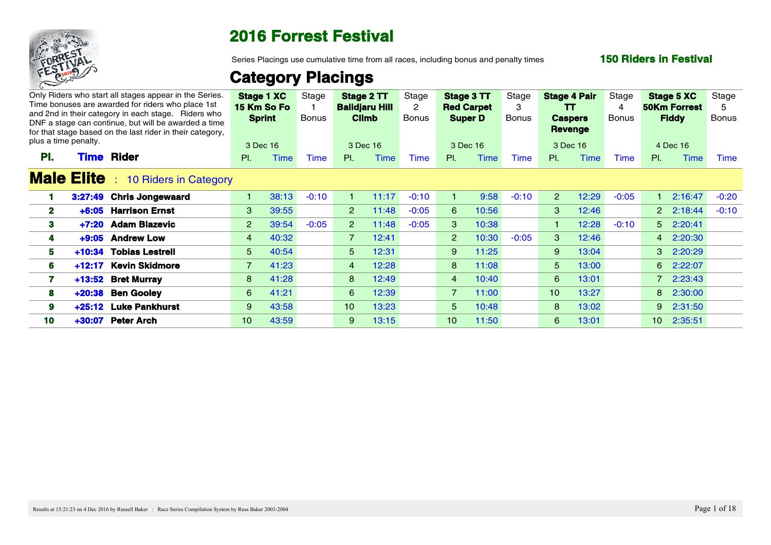# 2016 Forrest Festival

Series Placings use cumulative time from all races, including bonus and penalty times

**150 Riders in Festival**

## Category Placings

Only Riders who start all stages appear in the Series. Time bonuses are awarded for riders who place 1st and 2nd in their category in each stage. Riders who DNF a stage can continue, but will be awarded a time for that stage based on the last rider in their category, plus a time penalty.

| | | | **Stage 1 XC 15 Km So Fo Sprint** | | Stage 1 Bonus | **Stage 2 TT Balidjaru Hill Climb** | | Stage 2 Bonus | **Stage 3 TT Red Carpet Super D** | | Stage 3 Bonus | **Stage 4 Pair TT Caspers Revenge** | | Stage 4 Bonus | **Stage 5 XC 50Km Forrest Fiddy** | | Stage 5 Bonus |
|---|---|---|---|---|---|---|---|---|---|---|---|---|---|---|---|---|---|
| | | | 3 Dec 16 | | | 3 Dec 16 | | | 3 Dec 16 | | | 3 Dec 16 | | | 4 Dec 16 | | |
| **Pl.** | **Time** | **Rider** | Pl. | Time | Time | Pl. | Time | Time | Pl. | Time | Time | Pl. | Time | Time | Pl. | Time | Time |
| **Male Elite** : 10 Riders in Category | | | | | | | | | | | | | | | | | |
| **1** | **3:27:49** | **Chris Jongewaard** | 1 | 38:13 | -0:10 | 1 | 11:17 | -0:10 | 1 | 9:58 | -0:10 | 2 | 12:29 | -0:05 | 1 | 2:16:47 | -0:20 |
| **2** | **+6:05** | **Harrison Ernst** | 3 | 39:55 | | 2 | 11:48 | -0:05 | 6 | 10:56 | | 3 | 12:46 | | 2 | 2:18:44 | -0:10 |
| **3** | **+7:20** | **Adam Blazevic** | 2 | 39:54 | -0:05 | 2 | 11:48 | -0:05 | 3 | 10:38 | | 1 | 12:28 | -0:10 | 5 | 2:20:41 | |
| **4** | **+9:05** | **Andrew Low** | 4 | 40:32 | | 7 | 12:41 | | 2 | 10:30 | -0:05 | 3 | 12:46 | | 4 | 2:20:30 | |
| **5** | **+10:34** | **Tobias Lestrell** | 5 | 40:54 | | 5 | 12:31 | | 9 | 11:25 | | 9 | 13:04 | | 3 | 2:20:29 | |
| **6** | **+12:17** | **Kevin Skidmore** | 7 | 41:23 | | 4 | 12:28 | | 8 | 11:08 | | 5 | 13:00 | | 6 | 2:22:07 | |
| **7** | **+13:52** | **Bret Murray** | 8 | 41:28 | | 8 | 12:49 | | 4 | 10:40 | | 6 | 13:01 | | 7 | 2:23:43 | |
| **8** | **+20:38** | **Ben Gooley** | 6 | 41:21 | | 6 | 12:39 | | 7 | 11:00 | | 10 | 13:27 | | 8 | 2:30:00 | |
| **9** | **+25:12** | **Luke Pankhurst** | 9 | 43:58 | | 10 | 13:23 | | 5 | 10:48 | | 8 | 13:02 | | 9 | 2:31:50 | |
| **10** | **+30:07** | **Peter Arch** | 10 | 43:59 | | 9 | 13:15 | | 10 | 11:50 | | 6 | 13:01 | | 10 | 2:35:51 | |

Results at 15:21:23 on 4 Dec 2016 by Russell Baker : Race Series Compilation System by Russ Baker 2003-2004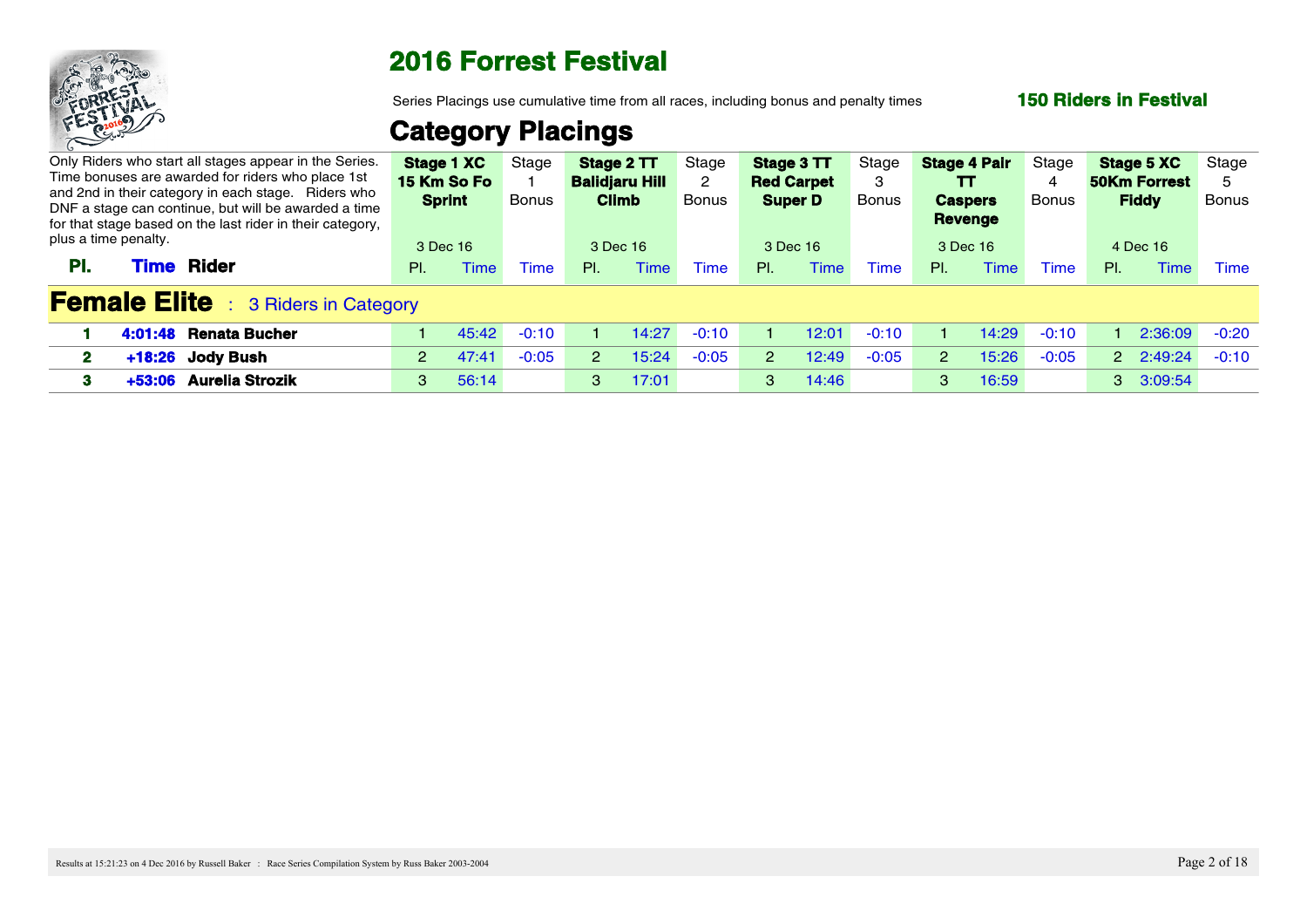# 2016 Forrest Festival

Series Placings use cumulative time from all races, including bonus and penalty times

**150 Riders in Festival**

## Category Placings

Only Riders who start all stages appear in the Series. Time bonuses are awarded for riders who place 1st and 2nd in their category in each stage. Riders who DNF a stage can continue, but will be awarded a time for that stage based on the last rider in their category, plus a time penalty.

| | | | **Stage 1 XC 15 Km So Fo Sprint** 3 Dec 16 | | Stage 1 Bonus | **Stage 2 TT Balidjaru Hill Climb** 3 Dec 16 | | Stage 2 Bonus | **Stage 3 TT Red Carpet Super D** 3 Dec 16 | | Stage 3 Bonus | **Stage 4 Pair TT Caspers Revenge** 3 Dec 16 | | Stage 4 Bonus | **Stage 5 XC 50Km Forrest Fiddy** 4 Dec 16 | | Stage 5 Bonus |
|---|---|---|---|---|---|---|---|---|---|---|---|---|---|---|---|---|---|
| **Pl.** | **Time** | **Rider** | Pl. | Time | Time | Pl. | Time | Time | Pl. | Time | Time | Pl. | Time | Time | Pl. | Time | Time |
| **Female Elite** : 3 Riders in Category | | | | | | | | | | | | | | | | | |
| **1** | **4:01:48** | **Renata Bucher** | 1 | 45:42 | -0:10 | 1 | 14:27 | -0:10 | 1 | 12:01 | -0:10 | 1 | 14:29 | -0:10 | 1 | 2:36:09 | -0:20 |
| **2** | **+18:26** | **Jody Bush** | 2 | 47:41 | -0:05 | 2 | 15:24 | -0:05 | 2 | 12:49 | -0:05 | 2 | 15:26 | -0:05 | 2 | 2:49:24 | -0:10 |
| **3** | **+53:06** | **Aurelia Strozik** | 3 | 56:14 | | 3 | 17:01 | | 3 | 14:46 | | 3 | 16:59 | | 3 | 3:09:54 | |

Results at 15:21:23 on 4 Dec 2016 by Russell Baker : Race Series Compilation System by Russ Baker 2003-2004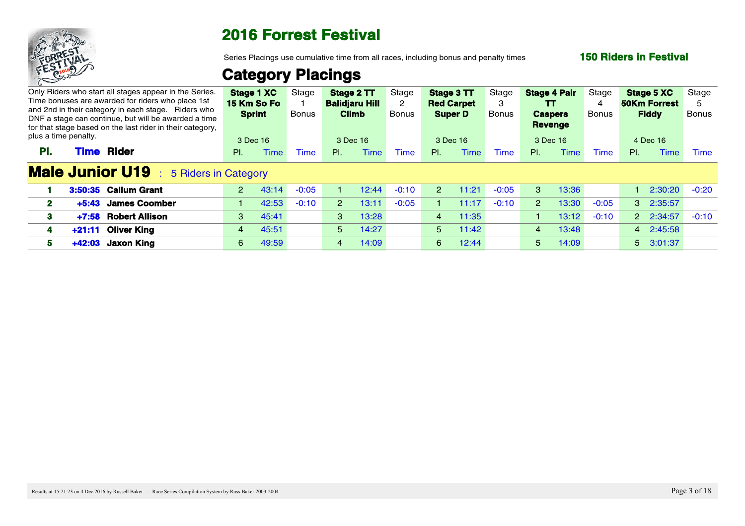# 2016 Forrest Festival

Series Placings use cumulative time from all races, including bonus and penalty times

**150 Riders in Festival**

## Category Placings

Only Riders who start all stages appear in the Series. Time bonuses are awarded for riders who place 1st and 2nd in their category in each stage. Riders who DNF a stage can continue, but will be awarded a time for that stage based on the last rider in their category, plus a time penalty.

| | | | Stage 1 XC 15 Km So Fo Sprint (3 Dec 16) | | Stage 1 Bonus | Stage 2 TT Balidjaru Hill Climb (3 Dec 16) | | Stage 2 Bonus | Stage 3 TT Red Carpet Super D (3 Dec 16) | | Stage 3 Bonus | Stage 4 Pair TT Caspers Revenge (3 Dec 16) | | Stage 4 Bonus | Stage 5 XC 50Km Forrest Fiddy (4 Dec 16) | | Stage 5 Bonus |
|---|---|---|---|---|---|---|---|---|---|---|---|---|---|---|---|---|---|
| **Pl.** | **Time** | **Rider** | Pl. | Time | Time | Pl. | Time | Time | Pl. | Time | Time | Pl. | Time | Time | Pl. | Time | Time |
| **Male Junior U19** : 5 Riders in Category | | | | | | | | | | | | | | | | | |
| **1** | **3:50:35** | **Callum Grant** | 2 | 43:14 | -0:05 | 1 | 12:44 | -0:10 | 2 | 11:21 | -0:05 | 3 | 13:36 | | 1 | 2:30:20 | -0:20 |
| **2** | **+5:43** | **James Coomber** | 1 | 42:53 | -0:10 | 2 | 13:11 | -0:05 | 1 | 11:17 | -0:10 | 2 | 13:30 | -0:05 | 3 | 2:35:57 | |
| **3** | **+7:58** | **Robert Allison** | 3 | 45:41 | | 3 | 13:28 | | 4 | 11:35 | | 1 | 13:12 | -0:10 | 2 | 2:34:57 | -0:10 |
| **4** | **+21:11** | **Oliver King** | 4 | 45:51 | | 5 | 14:27 | | 5 | 11:42 | | 4 | 13:48 | | 4 | 2:45:58 | |
| **5** | **+42:03** | **Jaxon King** | 6 | 49:59 | | 4 | 14:09 | | 6 | 12:44 | | 5 | 14:09 | | 5 | 3:01:37 | |

Results at 15:21:23 on 4 Dec 2016 by Russell Baker : Race Series Compilation System by Russ Baker 2003-2004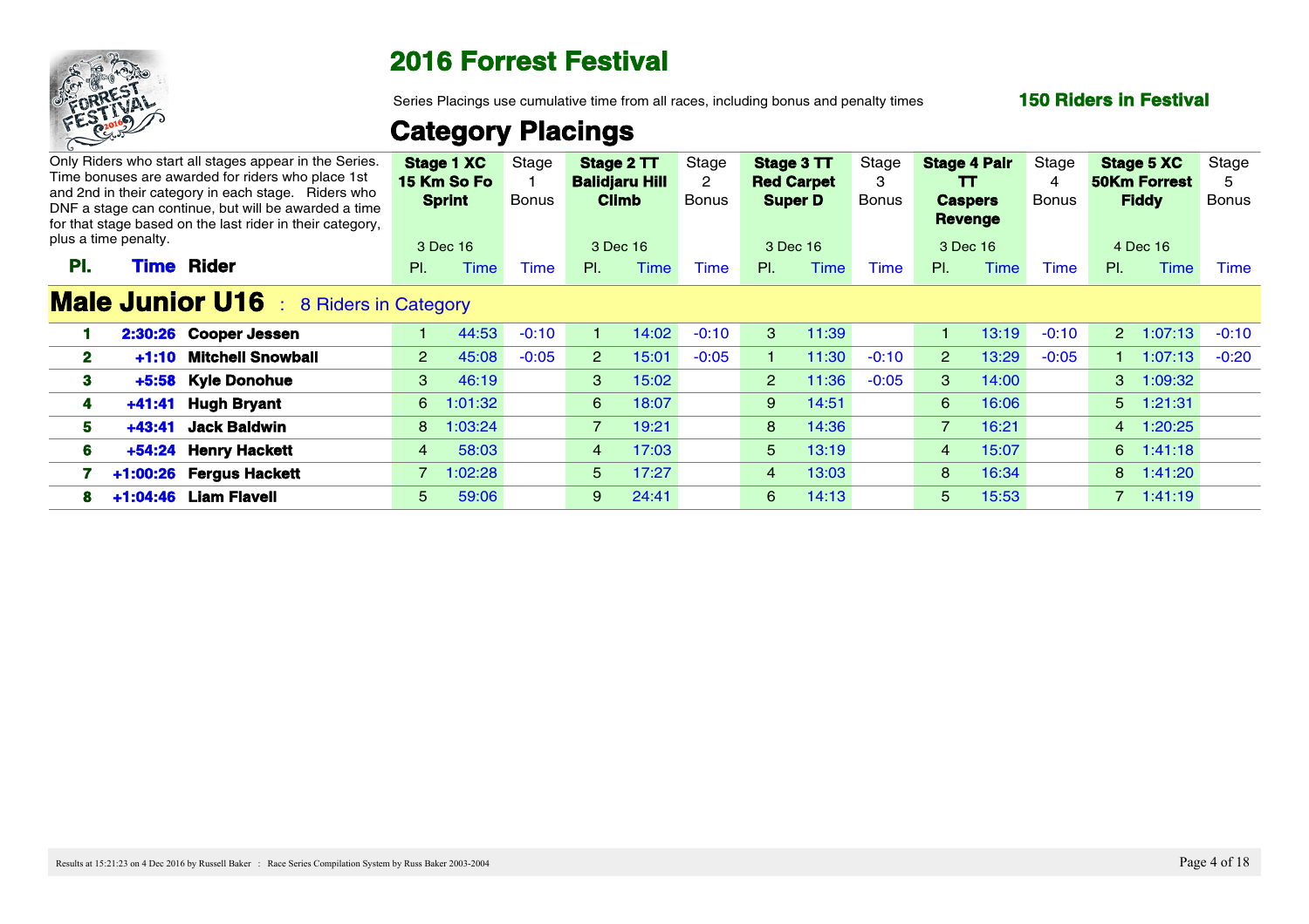# 2016 Forrest Festival

Series Placings use cumulative time from all races, including bonus and penalty times

**150 Riders in Festival**

## Category Placings

Only Riders who start all stages appear in the Series. Time bonuses are awarded for riders who place 1st and 2nd in their category in each stage. Riders who DNF a stage can continue, but will be awarded a time for that stage based on the last rider in their category, plus a time penalty.

| | | | **Stage 1 XC 15 Km So Fo Sprint** 3 Dec 16 | | Stage 1 Bonus | **Stage 2 TT Balidjaru Hill Climb** 3 Dec 16 | | Stage 2 Bonus | **Stage 3 TT Red Carpet Super D** 3 Dec 16 | | Stage 3 Bonus | **Stage 4 Pair TT Caspers Revenge** 3 Dec 16 | | Stage 4 Bonus | **Stage 5 XC 50Km Forrest Fiddy** 4 Dec 16 | | Stage 5 Bonus |
|---|---|---|---|---|---|---|---|---|---|---|---|---|---|---|---|---|---|
| **Pl.** | **Time** | **Rider** | Pl. | Time | Time | Pl. | Time | Time | Pl. | Time | Time | Pl. | Time | Time | Pl. | Time | Time |
| **Male Junior U16** : 8 Riders in Category | | | | | | | | | | | | | | | | | |
| **1** | **2:30:26** | **Cooper Jessen** | 1 | 44:53 | -0:10 | 1 | 14:02 | -0:10 | 3 | 11:39 | | 1 | 13:19 | -0:10 | 2 | 1:07:13 | -0:10 |
| **2** | **+1:10** | **Mitchell Snowball** | 2 | 45:08 | -0:05 | 2 | 15:01 | -0:05 | 1 | 11:30 | -0:10 | 2 | 13:29 | -0:05 | 1 | 1:07:13 | -0:20 |
| **3** | **+5:58** | **Kyle Donohue** | 3 | 46:19 | | 3 | 15:02 | | 2 | 11:36 | -0:05 | 3 | 14:00 | | 3 | 1:09:32 | |
| **4** | **+41:41** | **Hugh Bryant** | 6 | 1:01:32 | | 6 | 18:07 | | 9 | 14:51 | | 6 | 16:06 | | 5 | 1:21:31 | |
| **5** | **+43:41** | **Jack Baldwin** | 8 | 1:03:24 | | 7 | 19:21 | | 8 | 14:36 | | 7 | 16:21 | | 4 | 1:20:25 | |
| **6** | **+54:24** | **Henry Hackett** | 4 | 58:03 | | 4 | 17:03 | | 5 | 13:19 | | 4 | 15:07 | | 6 | 1:41:18 | |
| **7** | **+1:00:26** | **Fergus Hackett** | 7 | 1:02:28 | | 5 | 17:27 | | 4 | 13:03 | | 8 | 16:34 | | 8 | 1:41:20 | |
| **8** | **+1:04:46** | **Liam Flavell** | 5 | 59:06 | | 9 | 24:41 | | 6 | 14:13 | | 5 | 15:53 | | 7 | 1:41:19 | |

Results at 15:21:23 on 4 Dec 2016 by Russell Baker : Race Series Compilation System by Russ Baker 2003-2004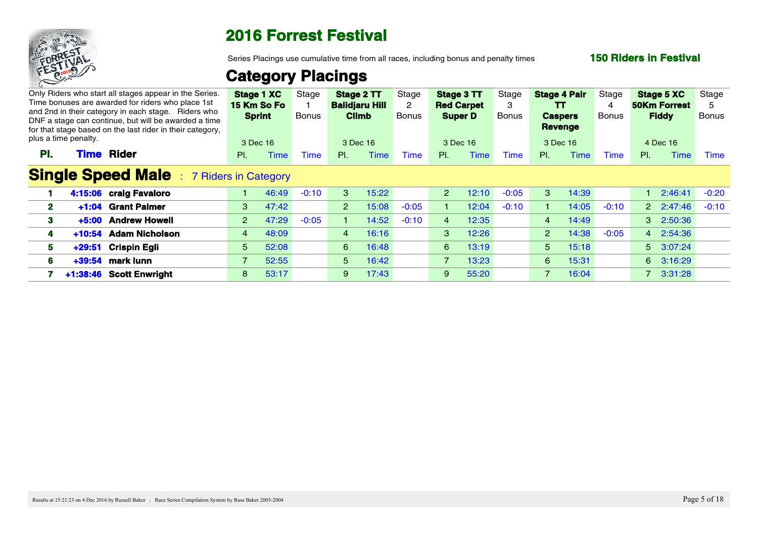# 2016 Forrest Festival

Series Placings use cumulative time from all races, including bonus and penalty times

**150 Riders in Festival**

## Category Placings

Only Riders who start all stages appear in the Series. Time bonuses are awarded for riders who place 1st and 2nd in their category in each stage. Riders who DNF a stage can continue, but will be awarded a time for that stage based on the last rider in their category, plus a time penalty.

| | | | **Stage 1 XC 15 Km So Fo Sprint** | | Stage 1 Bonus | **Stage 2 TT Balidjaru Hill Climb** | | Stage 2 Bonus | **Stage 3 TT Red Carpet Super D** | | Stage 3 Bonus | **Stage 4 Pair TT Caspers Revenge** | | Stage 4 Bonus | **Stage 5 XC 50Km Forrest Fiddy** | | Stage 5 Bonus |
|---|---|---|---|---|---|---|---|---|---|---|---|---|---|---|---|---|---|
| | | | 3 Dec 16 | | | 3 Dec 16 | | | 3 Dec 16 | | | 3 Dec 16 | | | 4 Dec 16 | | |
| **Pl.** | **Time** | **Rider** | Pl. | Time | Time | Pl. | Time | Time | Pl. | Time | Time | Pl. | Time | Time | Pl. | Time | Time |

### Single Speed Male : 7 Riders in Category

| Pl. | Time | Rider | Pl. | Time | Time | Pl. | Time | Time | Pl. | Time | Time | Pl. | Time | Time | Pl. | Time | Time |
|---|---|---|---|---|---|---|---|---|---|---|---|---|---|---|---|---|---|
| **1** | **4:15:06** | **craig Favaloro** | 1 | 46:49 | -0:10 | 3 | 15:22 | | 2 | 12:10 | -0:05 | 3 | 14:39 | | 1 | 2:46:41 | -0:20 |
| **2** | **+1:04** | **Grant Palmer** | 3 | 47:42 | | 2 | 15:08 | -0:05 | 1 | 12:04 | -0:10 | 1 | 14:05 | -0:10 | 2 | 2:47:46 | -0:10 |
| **3** | **+5:00** | **Andrew Howell** | 2 | 47:29 | -0:05 | 1 | 14:52 | -0:10 | 4 | 12:35 | | 4 | 14:49 | | 3 | 2:50:36 | |
| **4** | **+10:54** | **Adam Nicholson** | 4 | 48:09 | | 4 | 16:16 | | 3 | 12:26 | | 2 | 14:38 | -0:05 | 4 | 2:54:36 | |
| **5** | **+29:51** | **Crispin Egli** | 5 | 52:08 | | 6 | 16:48 | | 6 | 13:19 | | 5 | 15:18 | | 5 | 3:07:24 | |
| **6** | **+39:54** | **mark lunn** | 7 | 52:55 | | 5 | 16:42 | | 7 | 13:23 | | 6 | 15:31 | | 6 | 3:16:29 | |
| **7** | **+1:38:46** | **Scott Enwright** | 8 | 53:17 | | 9 | 17:43 | | 9 | 55:20 | | 7 | 16:04 | | 7 | 3:31:28 | |

Results at 15:21:23 on 4 Dec 2016 by Russell Baker : Race Series Compilation System by Russ Baker 2003-2004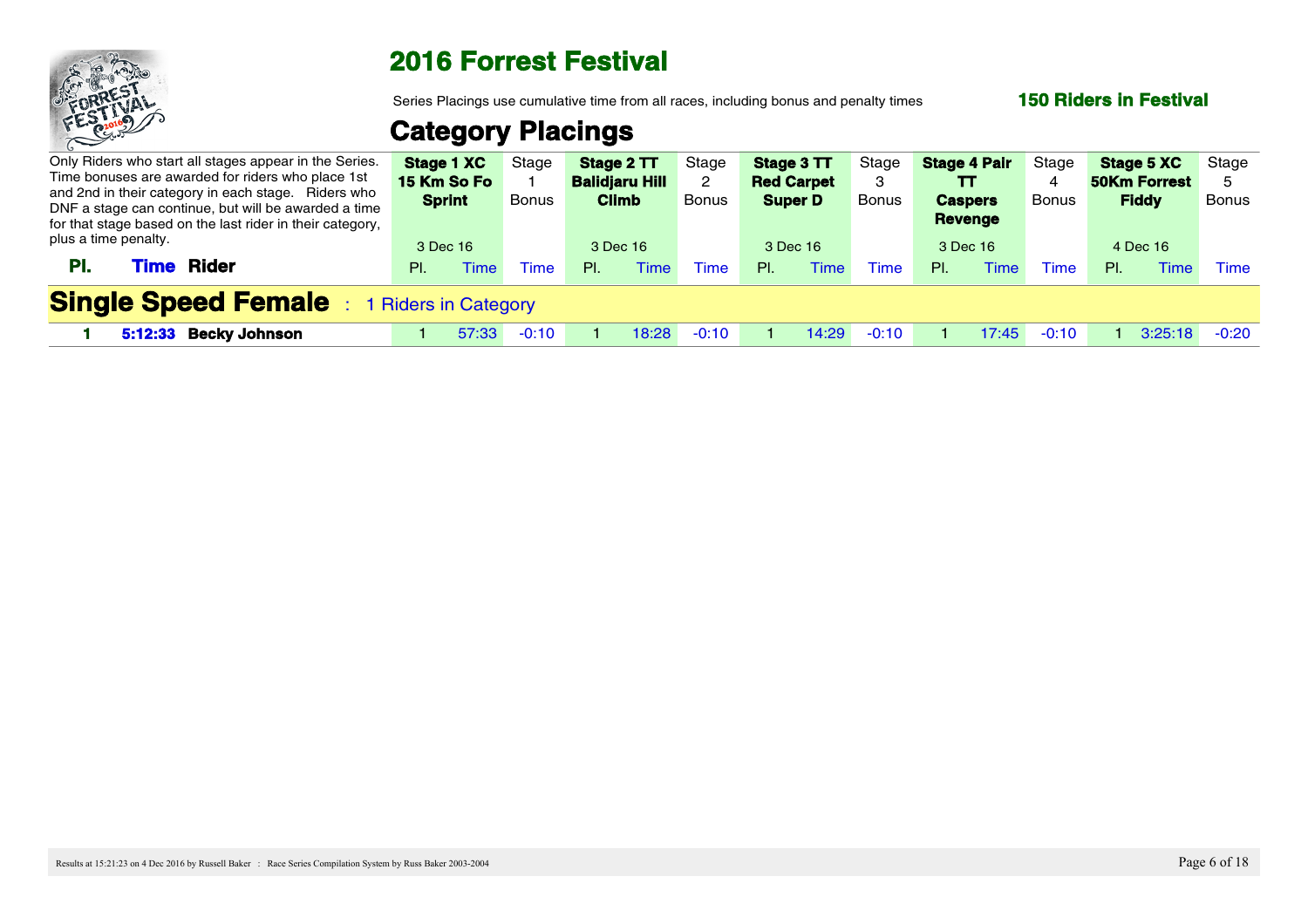# 2016 Forrest Festival

Series Placings use cumulative time from all races, including bonus and penalty times

**150 Riders in Festival**

## Category Placings

Only Riders who start all stages appear in the Series. Time bonuses are awarded for riders who place 1st and 2nd in their category in each stage. Riders who DNF a stage can continue, but will be awarded a time for that stage based on the last rider in their category, plus a time penalty.

| | | | **Stage 1 XC 15 Km So Fo Sprint** | | Stage 1 Bonus | **Stage 2 TT Balidjaru Hill Climb** | | Stage 2 Bonus | **Stage 3 TT Red Carpet Super D** | | Stage 3 Bonus | **Stage 4 Pair TT Caspers Revenge** | | Stage 4 Bonus | **Stage 5 XC 50Km Forrest Fiddy** | | Stage 5 Bonus |
|---|---|---|---|---|---|---|---|---|---|---|---|---|---|---|---|---|---|
| | | | 3 Dec 16 | | | 3 Dec 16 | | | 3 Dec 16 | | | 3 Dec 16 | | | 4 Dec 16 | | |
| **Pl.** | **Time** | **Rider** | Pl. | Time | Time | Pl. | Time | Time | Pl. | Time | Time | Pl. | Time | Time | Pl. | Time | Time |
| **Single Speed Female** : 1 Riders in Category | | | | | | | | | | | | | | | | | |
| **1** | **5:12:33** | **Becky Johnson** | 1 | 57:33 | -0:10 | 1 | 18:28 | -0:10 | 1 | 14:29 | -0:10 | 1 | 17:45 | -0:10 | 1 | 3:25:18 | -0:20 |

Results at 15:21:23 on 4 Dec 2016 by Russell Baker : Race Series Compilation System by Russ Baker 2003-2004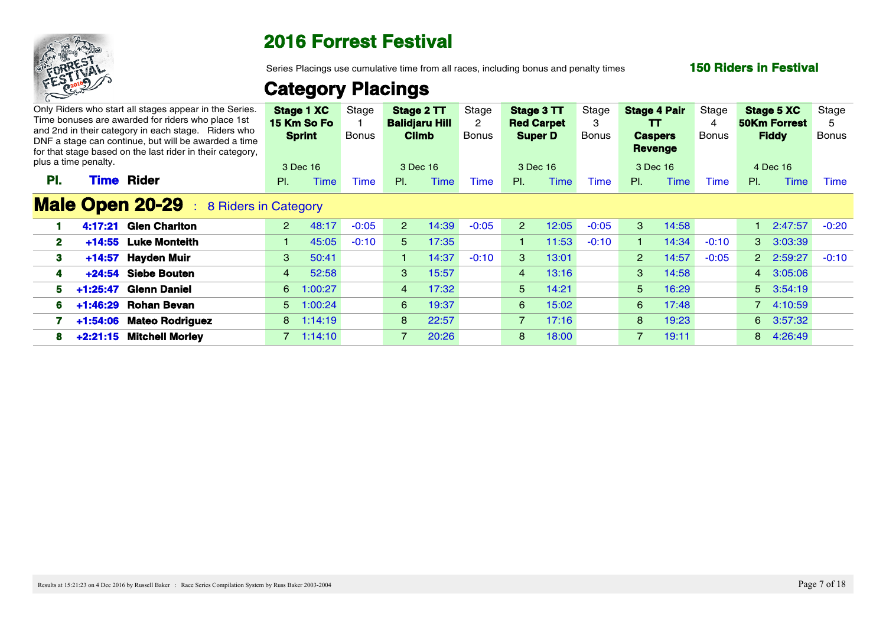# 2016 Forrest Festival

Series Placings use cumulative time from all races, including bonus and penalty times

**150 Riders in Festival**

## Category Placings

Only Riders who start all stages appear in the Series. Time bonuses are awarded for riders who place 1st and 2nd in their category in each stage. Riders who DNF a stage can continue, but will be awarded a time for that stage based on the last rider in their category, plus a time penalty.

| | | | Stage 1 XC 15 Km So Fo Sprint (3 Dec 16) | | Stage 1 Bonus | Stage 2 TT Balidjaru Hill Climb (3 Dec 16) | | Stage 2 Bonus | Stage 3 TT Red Carpet Super D (3 Dec 16) | | Stage 3 Bonus | Stage 4 Pair TT Caspers Revenge (3 Dec 16) | | Stage 4 Bonus | Stage 5 XC 50Km Forrest Fiddy (4 Dec 16) | | Stage 5 Bonus |
|---|---|---|---|---|---|---|---|---|---|---|---|---|---|---|---|---|---|
| **Pl.** | **Time** | **Rider** | Pl. | Time | Time | Pl. | Time | Time | Pl. | Time | Time | Pl. | Time | Time | Pl. | Time | Time |
| **Male Open 20-29** : 8 Riders in Category | | | | | | | | | | | | | | | | | |
| 1 | 4:17:21 | Glen Charlton | 2 | 48:17 | -0:05 | 2 | 14:39 | -0:05 | 2 | 12:05 | -0:05 | 3 | 14:58 | | 1 | 2:47:57 | -0:20 |
| 2 | +14:55 | Luke Monteith | 1 | 45:05 | -0:10 | 5 | 17:35 | | 1 | 11:53 | -0:10 | 1 | 14:34 | -0:10 | 3 | 3:03:39 | |
| 3 | +14:57 | Hayden Muir | 3 | 50:41 | | 1 | 14:37 | -0:10 | 3 | 13:01 | | 2 | 14:57 | -0:05 | 2 | 2:59:27 | -0:10 |
| 4 | +24:54 | Siebe Bouten | 4 | 52:58 | | 3 | 15:57 | | 4 | 13:16 | | 3 | 14:58 | | 4 | 3:05:06 | |
| 5 | +1:25:47 | Glenn Daniel | 6 | 1:00:27 | | 4 | 17:32 | | 5 | 14:21 | | 5 | 16:29 | | 5 | 3:54:19 | |
| 6 | +1:46:29 | Rohan Bevan | 5 | 1:00:24 | | 6 | 19:37 | | 6 | 15:02 | | 6 | 17:48 | | 7 | 4:10:59 | |
| 7 | +1:54:06 | Mateo Rodriguez | 8 | 1:14:19 | | 8 | 22:57 | | 7 | 17:16 | | 8 | 19:23 | | 6 | 3:57:32 | |
| 8 | +2:21:15 | Mitchell Morley | 7 | 1:14:10 | | 7 | 20:26 | | 8 | 18:00 | | 7 | 19:11 | | 8 | 4:26:49 | |

Results at 15:21:23 on 4 Dec 2016 by Russell Baker : Race Series Compilation System by Russ Baker 2003-2004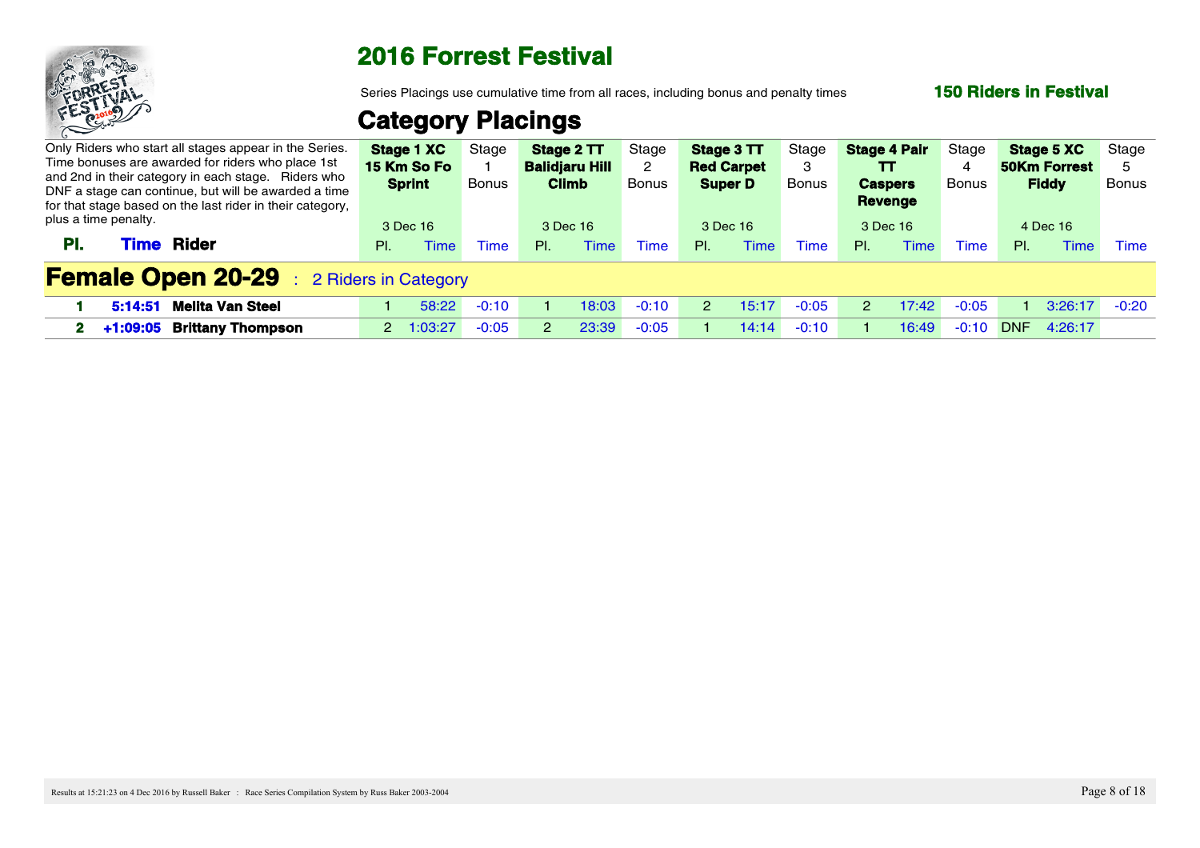# 2016 Forrest Festival

Series Placings use cumulative time from all races, including bonus and penalty times

**150 Riders in Festival**

## Category Placings

Only Riders who start all stages appear in the Series. Time bonuses are awarded for riders who place 1st and 2nd in their category in each stage. Riders who DNF a stage can continue, but will be awarded a time for that stage based on the last rider in their category, plus a time penalty.

| | | | **Stage 1 XC 15 Km So Fo Sprint** | | Stage 1 Bonus | **Stage 2 TT Balidjaru Hill Climb** | | Stage 2 Bonus | **Stage 3 TT Red Carpet Super D** | | Stage 3 Bonus | **Stage 4 Pair TT Caspers Revenge** | | Stage 4 Bonus | **Stage 5 XC 50Km Forrest Fiddy** | | Stage 5 Bonus |
|---|---|---|---|---|---|---|---|---|---|---|---|---|---|---|---|---|---|
| | | | 3 Dec 16 | | | 3 Dec 16 | | | 3 Dec 16 | | | 3 Dec 16 | | | 4 Dec 16 | | |
| **Pl.** | **Time** | **Rider** | Pl. | Time | Time | Pl. | Time | Time | Pl. | Time | Time | Pl. | Time | Time | Pl. | Time | Time |
| **Female Open 20-29** : 2 Riders in Category | | | | | | | | | | | | | | | | | |
| **1** | **5:14:51** | **Melita Van Steel** | 1 | 58:22 | -0:10 | 1 | 18:03 | -0:10 | 2 | 15:17 | -0:05 | 2 | 17:42 | -0:05 | 1 | 3:26:17 | -0:20 |
| **2** | **+1:09:05** | **Brittany Thompson** | 2 | 1:03:27 | -0:05 | 2 | 23:39 | -0:05 | 1 | 14:14 | -0:10 | 1 | 16:49 | -0:10 | DNF | 4:26:17 | |

Results at 15:21:23 on 4 Dec 2016 by Russell Baker : Race Series Compilation System by Russ Baker 2003-2004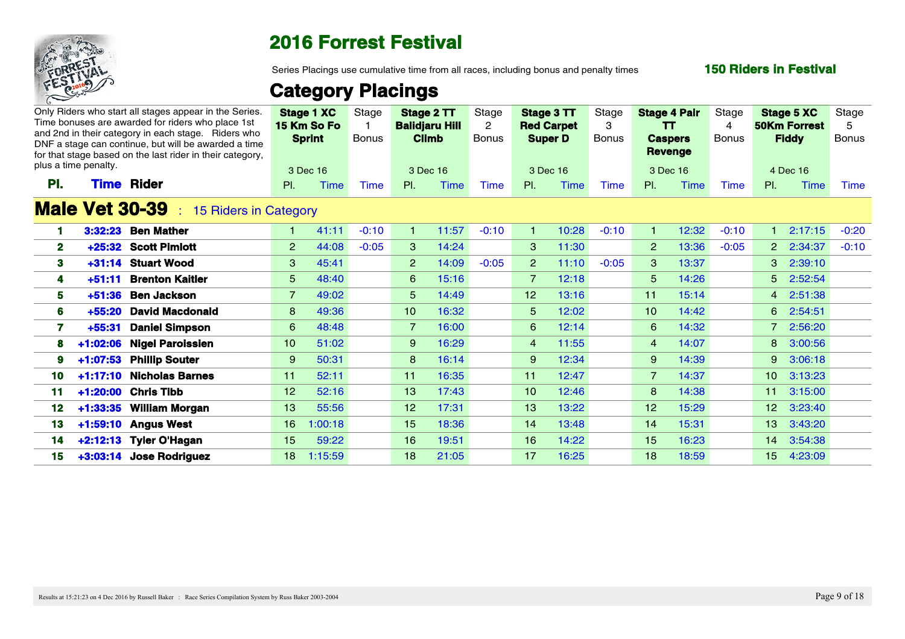# 2016 Forrest Festival

Series Placings use cumulative time from all races, including bonus and penalty times

**150 Riders in Festival**

## Category Placings

Only Riders who start all stages appear in the Series. Time bonuses are awarded for riders who place 1st and 2nd in their category in each stage. Riders who DNF a stage can continue, but will be awarded a time for that stage based on the last rider in their category, plus a time penalty.

| | | | **Stage 1 XC 15 Km So Fo Sprint** | | Stage 1 Bonus | **Stage 2 TT Balidjaru Hill Climb** | | Stage 2 Bonus | **Stage 3 TT Red Carpet Super D** | | Stage 3 Bonus | **Stage 4 Pair TT Caspers Revenge** | | Stage 4 Bonus | **Stage 5 XC 50Km Forrest Fiddy** | | Stage 5 Bonus |
|---|---|---|---|---|---|---|---|---|---|---|---|---|---|---|---|---|---|
| | | | 3 Dec 16 | | | 3 Dec 16 | | | 3 Dec 16 | | | 3 Dec 16 | | | 4 Dec 16 | | |
| **Pl.** | **Time** | **Rider** | Pl. | Time | Time | Pl. | Time | Time | Pl. | Time | Time | Pl. | Time | Time | Pl. | Time | Time |
| **Male Vet 30-39** : 15 Riders in Category | | | | | | | | | | | | | | | | | |
| **1** | **3:32:23** | **Ben Mather** | 1 | 41:11 | -0:10 | 1 | 11:57 | -0:10 | 1 | 10:28 | -0:10 | 1 | 12:32 | -0:10 | 1 | 2:17:15 | -0:20 |
| **2** | **+25:32** | **Scott Pimlott** | 2 | 44:08 | -0:05 | 3 | 14:24 | | 3 | 11:30 | | 2 | 13:36 | -0:05 | 2 | 2:34:37 | -0:10 |
| **3** | **+31:14** | **Stuart Wood** | 3 | 45:41 | | 2 | 14:09 | -0:05 | 2 | 11:10 | -0:05 | 3 | 13:37 | | 3 | 2:39:10 | |
| **4** | **+51:11** | **Brenton Kaitler** | 5 | 48:40 | | 6 | 15:16 | | 7 | 12:18 | | 5 | 14:26 | | 5 | 2:52:54 | |
| **5** | **+51:36** | **Ben Jackson** | 7 | 49:02 | | 5 | 14:49 | | 12 | 13:16 | | 11 | 15:14 | | 4 | 2:51:38 | |
| **6** | **+55:20** | **David Macdonald** | 8 | 49:36 | | 10 | 16:32 | | 5 | 12:02 | | 10 | 14:42 | | 6 | 2:54:51 | |
| **7** | **+55:31** | **Daniel Simpson** | 6 | 48:48 | | 7 | 16:00 | | 6 | 12:14 | | 6 | 14:32 | | 7 | 2:56:20 | |
| **8** | **+1:02:06** | **Nigel Paroissien** | 10 | 51:02 | | 9 | 16:29 | | 4 | 11:55 | | 4 | 14:07 | | 8 | 3:00:56 | |
| **9** | **+1:07:53** | **Phillip Souter** | 9 | 50:31 | | 8 | 16:14 | | 9 | 12:34 | | 9 | 14:39 | | 9 | 3:06:18 | |
| **10** | **+1:17:10** | **Nicholas Barnes** | 11 | 52:11 | | 11 | 16:35 | | 11 | 12:47 | | 7 | 14:37 | | 10 | 3:13:23 | |
| **11** | **+1:20:00** | **Chris Tibb** | 12 | 52:16 | | 13 | 17:43 | | 10 | 12:46 | | 8 | 14:38 | | 11 | 3:15:00 | |
| **12** | **+1:33:35** | **William Morgan** | 13 | 55:56 | | 12 | 17:31 | | 13 | 13:22 | | 12 | 15:29 | | 12 | 3:23:40 | |
| **13** | **+1:59:10** | **Angus West** | 16 | 1:00:18 | | 15 | 18:36 | | 14 | 13:48 | | 14 | 15:31 | | 13 | 3:43:20 | |
| **14** | **+2:12:13** | **Tyler O'Hagan** | 15 | 59:22 | | 16 | 19:51 | | 16 | 14:22 | | 15 | 16:23 | | 14 | 3:54:38 | |
| **15** | **+3:03:14** | **Jose Rodriguez** | 18 | 1:15:59 | | 18 | 21:05 | | 17 | 16:25 | | 18 | 18:59 | | 15 | 4:23:09 | |

Results at 15:21:23 on 4 Dec 2016 by Russell Baker : Race Series Compilation System by Russ Baker 2003-2004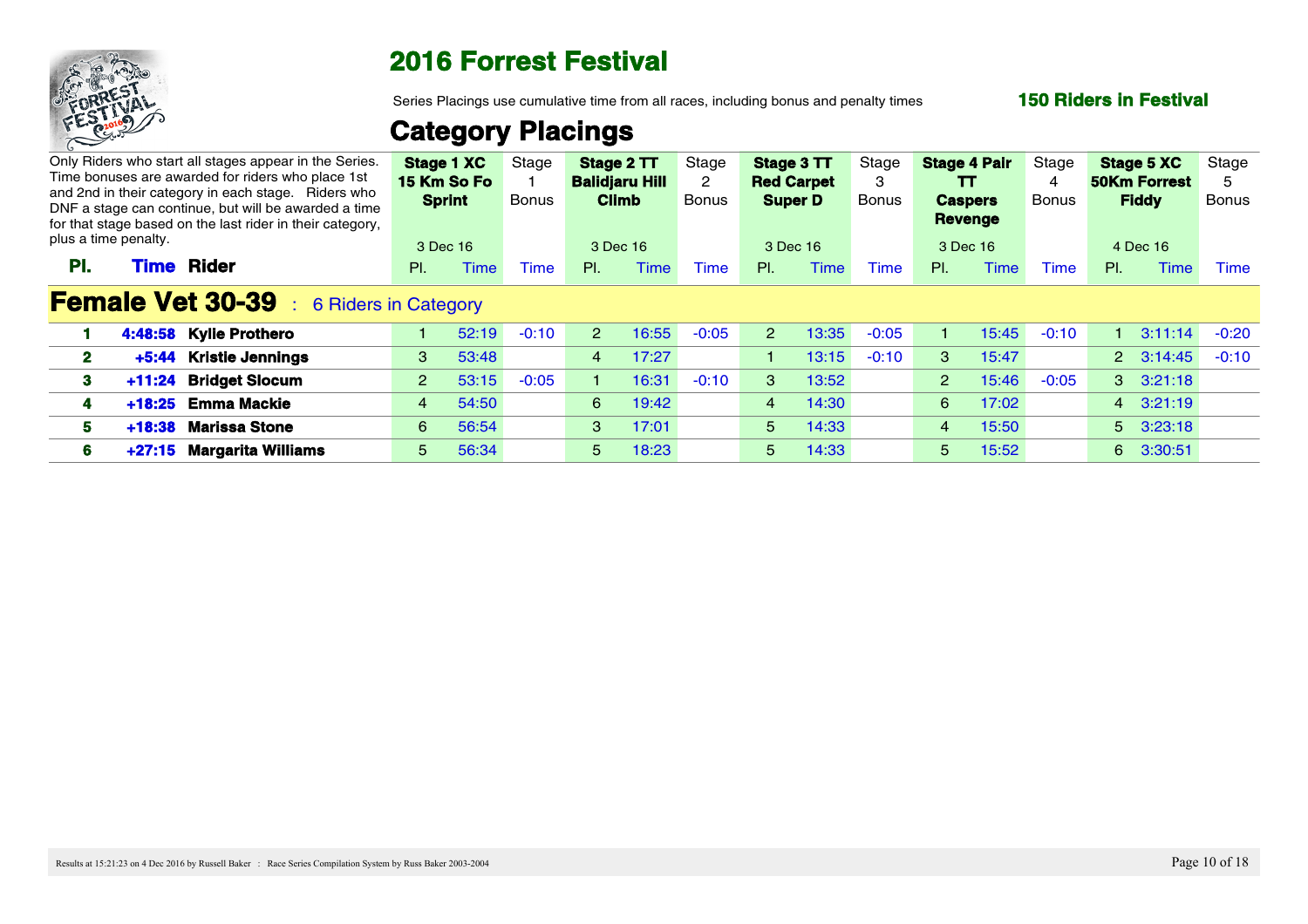# 2016 Forrest Festival

Series Placings use cumulative time from all races, including bonus and penalty times

**150 Riders in Festival**

## Category Placings

Only Riders who start all stages appear in the Series. Time bonuses are awarded for riders who place 1st and 2nd in their category in each stage. Riders who DNF a stage can continue, but will be awarded a time for that stage based on the last rider in their category, plus a time penalty.

| | | | **Stage 1 XC 15 Km So Fo Sprint** | | Stage 1 Bonus | **Stage 2 TT Balidjaru Hill Climb** | | Stage 2 Bonus | **Stage 3 TT Red Carpet Super D** | | Stage 3 Bonus | **Stage 4 Pair TT Caspers Revenge** | | Stage 4 Bonus | **Stage 5 XC 50Km Forrest Fiddy** | | Stage 5 Bonus |
|---|---|---|---|---|---|---|---|---|---|---|---|---|---|---|---|---|---|
| | | | 3 Dec 16 | | | 3 Dec 16 | | | 3 Dec 16 | | | 3 Dec 16 | | | 4 Dec 16 | | |
| **Pl.** | **Time** | **Rider** | Pl. | Time | Time | Pl. | Time | Time | Pl. | Time | Time | Pl. | Time | Time | Pl. | Time | Time |

### Female Vet 30-39 : 6 Riders in Category

| Pl. | Time | Rider | Pl. | Time | Time | Pl. | Time | Time | Pl. | Time | Time | Pl. | Time | Time | Pl. | Time | Time |
|---|---|---|---|---|---|---|---|---|---|---|---|---|---|---|---|---|---|
| **1** | **4:48:58** | **Kylie Prothero** | 1 | 52:19 | -0:10 | 2 | 16:55 | -0:05 | 2 | 13:35 | -0:05 | 1 | 15:45 | -0:10 | 1 | 3:11:14 | -0:20 |
| **2** | **+5:44** | **Kristie Jennings** | 3 | 53:48 | | 4 | 17:27 | | 1 | 13:15 | -0:10 | 3 | 15:47 | | 2 | 3:14:45 | -0:10 |
| **3** | **+11:24** | **Bridget Slocum** | 2 | 53:15 | -0:05 | 1 | 16:31 | -0:10 | 3 | 13:52 | | 2 | 15:46 | -0:05 | 3 | 3:21:18 | |
| **4** | **+18:25** | **Emma Mackie** | 4 | 54:50 | | 6 | 19:42 | | 4 | 14:30 | | 6 | 17:02 | | 4 | 3:21:19 | |
| **5** | **+18:38** | **Marissa Stone** | 6 | 56:54 | | 3 | 17:01 | | 5 | 14:33 | | 4 | 15:50 | | 5 | 3:23:18 | |
| **6** | **+27:15** | **Margarita Williams** | 5 | 56:34 | | 5 | 18:23 | | 5 | 14:33 | | 5 | 15:52 | | 6 | 3:30:51 | |

Results at 15:21:23 on 4 Dec 2016 by Russell Baker : Race Series Compilation System by Russ Baker 2003-2004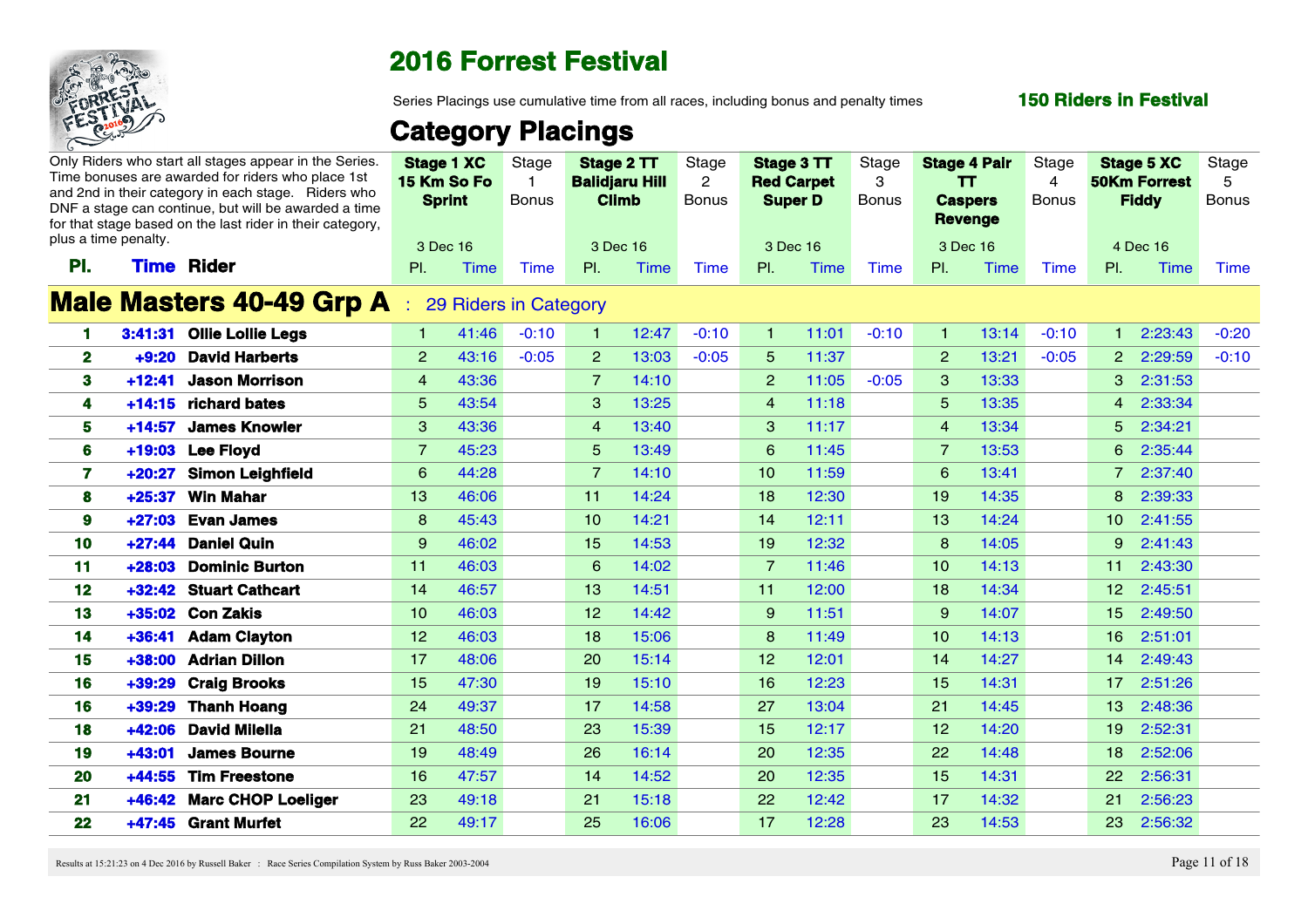# 2016 Forrest Festival

Series Placings use cumulative time from all races, including bonus and penalty times

**150 Riders in Festival**

## Category Placings

Only Riders who start all stages appear in the Series. Time bonuses are awarded for riders who place 1st and 2nd in their category in each stage. Riders who DNF a stage can continue, but will be awarded a time for that stage based on the last rider in their category, plus a time penalty.

| | | | Stage 1 XC 15 Km So Fo Sprint | | Stage 1 Bonus | Stage 2 TT Balidjaru Hill Climb | | Stage 2 Bonus | Stage 3 TT Red Carpet Super D | | Stage 3 Bonus | Stage 4 Pair TT Caspers Revenge | | Stage 4 Bonus | Stage 5 XC 50Km Forrest Fiddy | | Stage 5 Bonus |
|---|---|---|---|---|---|---|---|---|---|---|---|---|---|---|---|---|---|
| | | | 3 Dec 16 | | | 3 Dec 16 | | | 3 Dec 16 | | | 3 Dec 16 | | | 4 Dec 16 | | |
| **Pl.** | **Time** | **Rider** | Pl. | Time | Time | Pl. | Time | Time | Pl. | Time | Time | Pl. | Time | Time | Pl. | Time | Time |
| **Male Masters 40-49 Grp A** | : 29 Riders in Category | | | | | | | | | | | | | | | | |
| **1** | **3:41:31** | **Ollie Lollie Legs** | 1 | 41:46 | -0:10 | 1 | 12:47 | -0:10 | 1 | 11:01 | -0:10 | 1 | 13:14 | -0:10 | 1 | 2:23:43 | -0:20 |
| **2** | **+9:20** | **David Harberts** | 2 | 43:16 | -0:05 | 2 | 13:03 | -0:05 | 5 | 11:37 | | 2 | 13:21 | -0:05 | 2 | 2:29:59 | -0:10 |
| **3** | **+12:41** | **Jason Morrison** | 4 | 43:36 | | 7 | 14:10 | | 2 | 11:05 | -0:05 | 3 | 13:33 | | 3 | 2:31:53 | |
| **4** | **+14:15** | **richard bates** | 5 | 43:54 | | 3 | 13:25 | | 4 | 11:18 | | 5 | 13:35 | | 4 | 2:33:34 | |
| **5** | **+14:57** | **James Knowler** | 3 | 43:36 | | 4 | 13:40 | | 3 | 11:17 | | 4 | 13:34 | | 5 | 2:34:21 | |
| **6** | **+19:03** | **Lee Floyd** | 7 | 45:23 | | 5 | 13:49 | | 6 | 11:45 | | 7 | 13:53 | | 6 | 2:35:44 | |
| **7** | **+20:27** | **Simon Leighfield** | 6 | 44:28 | | 7 | 14:10 | | 10 | 11:59 | | 6 | 13:41 | | 7 | 2:37:40 | |
| **8** | **+25:37** | **Win Mahar** | 13 | 46:06 | | 11 | 14:24 | | 18 | 12:30 | | 19 | 14:35 | | 8 | 2:39:33 | |
| **9** | **+27:03** | **Evan James** | 8 | 45:43 | | 10 | 14:21 | | 14 | 12:11 | | 13 | 14:24 | | 10 | 2:41:55 | |
| **10** | **+27:44** | **Daniel Quin** | 9 | 46:02 | | 15 | 14:53 | | 19 | 12:32 | | 8 | 14:05 | | 9 | 2:41:43 | |
| **11** | **+28:03** | **Dominic Burton** | 11 | 46:03 | | 6 | 14:02 | | 7 | 11:46 | | 10 | 14:13 | | 11 | 2:43:30 | |
| **12** | **+32:42** | **Stuart Cathcart** | 14 | 46:57 | | 13 | 14:51 | | 11 | 12:00 | | 18 | 14:34 | | 12 | 2:45:51 | |
| **13** | **+35:02** | **Con Zakis** | 10 | 46:03 | | 12 | 14:42 | | 9 | 11:51 | | 9 | 14:07 | | 15 | 2:49:50 | |
| **14** | **+36:41** | **Adam Clayton** | 12 | 46:03 | | 18 | 15:06 | | 8 | 11:49 | | 10 | 14:13 | | 16 | 2:51:01 | |
| **15** | **+38:00** | **Adrian Dillon** | 17 | 48:06 | | 20 | 15:14 | | 12 | 12:01 | | 14 | 14:27 | | 14 | 2:49:43 | |
| **16** | **+39:29** | **Craig Brooks** | 15 | 47:30 | | 19 | 15:10 | | 16 | 12:23 | | 15 | 14:31 | | 17 | 2:51:26 | |
| **16** | **+39:29** | **Thanh Hoang** | 24 | 49:37 | | 17 | 14:58 | | 27 | 13:04 | | 21 | 14:45 | | 13 | 2:48:36 | |
| **18** | **+42:06** | **David Miliella** | 21 | 48:50 | | 23 | 15:39 | | 15 | 12:17 | | 12 | 14:20 | | 19 | 2:52:31 | |
| **19** | **+43:01** | **James Bourne** | 19 | 48:49 | | 26 | 16:14 | | 20 | 12:35 | | 22 | 14:48 | | 18 | 2:52:06 | |
| **20** | **+44:55** | **Tim Freestone** | 16 | 47:57 | | 14 | 14:52 | | 20 | 12:35 | | 15 | 14:31 | | 22 | 2:56:31 | |
| **21** | **+46:42** | **Marc CHOP Loeliger** | 23 | 49:18 | | 21 | 15:18 | | 22 | 12:42 | | 17 | 14:32 | | 21 | 2:56:23 | |
| **22** | **+47:45** | **Grant Murfet** | 22 | 49:17 | | 25 | 16:06 | | 17 | 12:28 | | 23 | 14:53 | | 23 | 2:56:32 | |

Results at 15:21:23 on 4 Dec 2016 by Russell Baker : Race Series Compilation System by Russ Baker 2003-2004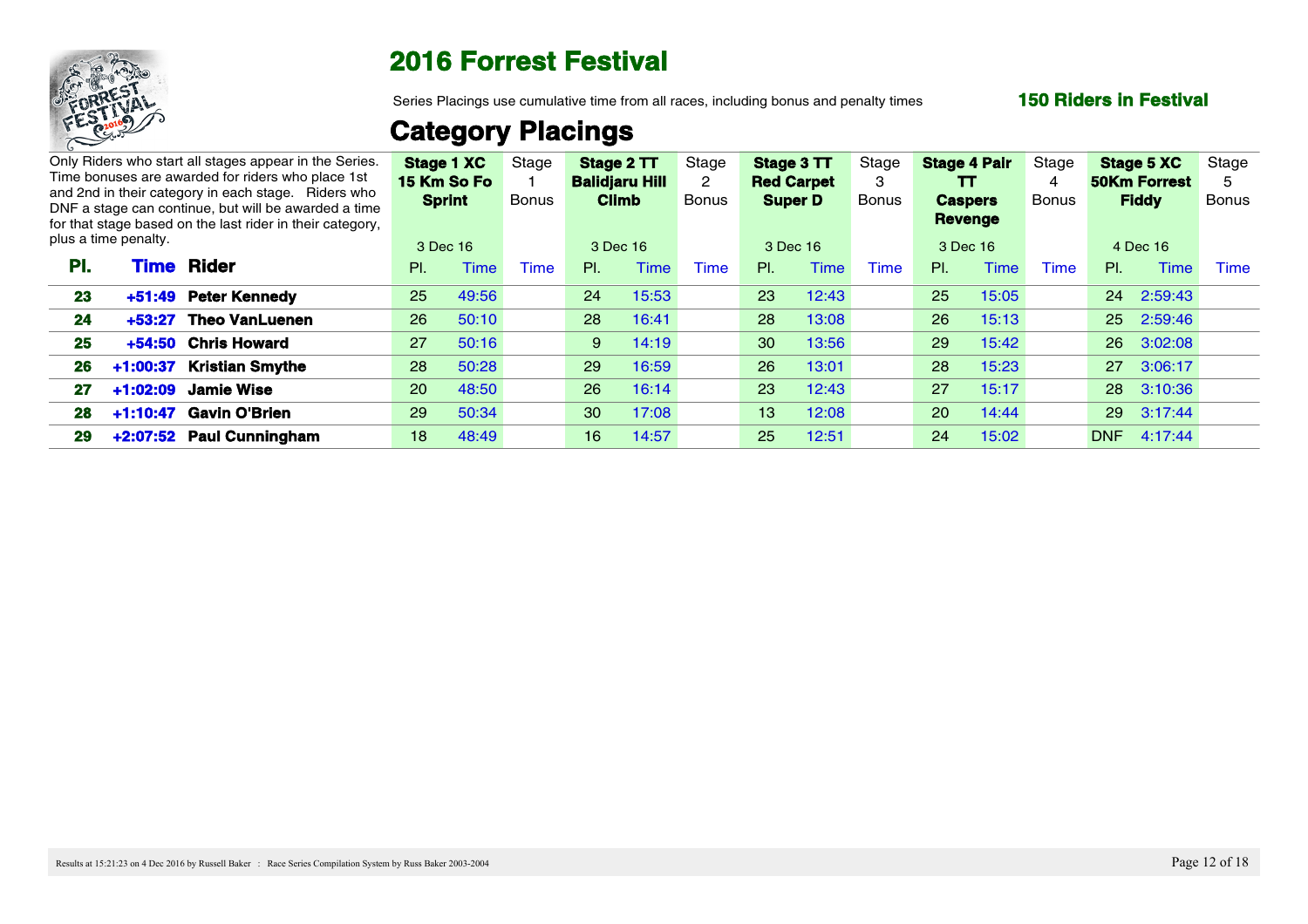# 2016 Forrest Festival

Series Placings use cumulative time from all races, including bonus and penalty times

**150 Riders in Festival**

## Category Placings

Only Riders who start all stages appear in the Series. Time bonuses are awarded for riders who place 1st and 2nd in their category in each stage. Riders who DNF a stage can continue, but will be awarded a time for that stage based on the last rider in their category, plus a time penalty.

| | | | Stage 1 XC 15 Km So Fo Sprint | | Stage 1 Bonus | Stage 2 TT Balidjaru Hill Climb | | Stage 2 Bonus | Stage 3 TT Red Carpet Super D | | Stage 3 Bonus | Stage 4 Pair TT Caspers Revenge | | Stage 4 Bonus | Stage 5 XC 50Km Forrest Fiddy | | Stage 5 Bonus |
|---|---|---|---|---|---|---|---|---|---|---|---|---|---|---|---|---|---|
| | | | 3 Dec 16 | | | 3 Dec 16 | | | 3 Dec 16 | | | 3 Dec 16 | | | 4 Dec 16 | | |
| **Pl.** | **Time** | **Rider** | Pl. | Time | Time | Pl. | Time | Time | Pl. | Time | Time | Pl. | Time | Time | Pl. | Time | Time |
| **23** | **+51:49** | **Peter Kennedy** | 25 | 49:56 | | 24 | 15:53 | | 23 | 12:43 | | 25 | 15:05 | | 24 | 2:59:43 | |
| **24** | **+53:27** | **Theo VanLuenen** | 26 | 50:10 | | 28 | 16:41 | | 28 | 13:08 | | 26 | 15:13 | | 25 | 2:59:46 | |
| **25** | **+54:50** | **Chris Howard** | 27 | 50:16 | | 9 | 14:19 | | 30 | 13:56 | | 29 | 15:42 | | 26 | 3:02:08 | |
| **26** | **+1:00:37** | **Kristian Smythe** | 28 | 50:28 | | 29 | 16:59 | | 26 | 13:01 | | 28 | 15:23 | | 27 | 3:06:17 | |
| **27** | **+1:02:09** | **Jamie Wise** | 20 | 48:50 | | 26 | 16:14 | | 23 | 12:43 | | 27 | 15:17 | | 28 | 3:10:36 | |
| **28** | **+1:10:47** | **Gavin O'Brien** | 29 | 50:34 | | 30 | 17:08 | | 13 | 12:08 | | 20 | 14:44 | | 29 | 3:17:44 | |
| **29** | **+2:07:52** | **Paul Cunningham** | 18 | 48:49 | | 16 | 14:57 | | 25 | 12:51 | | 24 | 15:02 | | DNF | 4:17:44 | |

Results at 15:21:23 on 4 Dec 2016 by Russell Baker : Race Series Compilation System by Russ Baker 2003-2004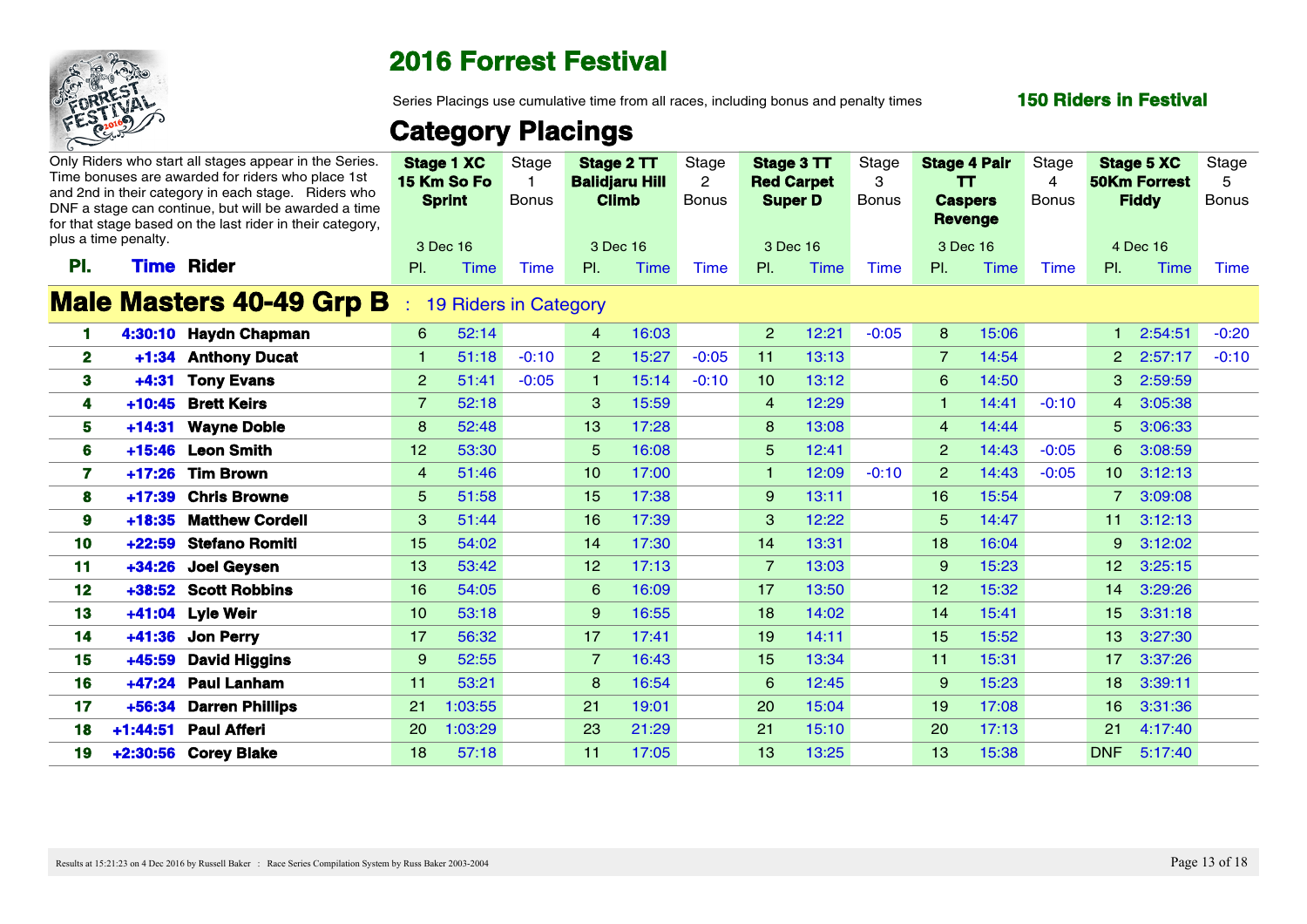# 2016 Forrest Festival

Series Placings use cumulative time from all races, including bonus and penalty times

**150 Riders in Festival**

## Category Placings

Only Riders who start all stages appear in the Series. Time bonuses are awarded for riders who place 1st and 2nd in their category in each stage. Riders who DNF a stage can continue, but will be awarded a time for that stage based on the last rider in their category, plus a time penalty.

| | | | Stage 1 XC 15 Km So Fo Sprint (3 Dec 16) | | Stage 1 Bonus | Stage 2 TT Balidjaru Hill Climb (3 Dec 16) | | Stage 2 Bonus | Stage 3 TT Red Carpet Super D (3 Dec 16) | | Stage 3 Bonus | Stage 4 Pair TT Caspers Revenge (3 Dec 16) | | Stage 4 Bonus | Stage 5 XC 50Km Forrest Fiddy (4 Dec 16) | | Stage 5 Bonus |
|---|---|---|---|---|---|---|---|---|---|---|---|---|---|---|---|---|---|
| **Pl.** | **Time** | **Rider** | Pl. | Time | Time | Pl. | Time | Time | Pl. | Time | Time | Pl. | Time | Time | Pl. | Time | Time |
| **Male Masters 40-49 Grp B** | : 19 Riders in Category | | | | | | | | | | | | | | | | |
| 1 | 4:30:10 | Haydn Chapman | 6 | 52:14 | | 4 | 16:03 | | 2 | 12:21 | -0:05 | 8 | 15:06 | | 1 | 2:54:51 | -0:20 |
| 2 | +1:34 | Anthony Ducat | 1 | 51:18 | -0:10 | 2 | 15:27 | -0:05 | 11 | 13:13 | | 7 | 14:54 | | 2 | 2:57:17 | -0:10 |
| 3 | +4:31 | Tony Evans | 2 | 51:41 | -0:05 | 1 | 15:14 | -0:10 | 10 | 13:12 | | 6 | 14:50 | | 3 | 2:59:59 | |
| 4 | +10:45 | Brett Keirs | 7 | 52:18 | | 3 | 15:59 | | 4 | 12:29 | | 1 | 14:41 | -0:10 | 4 | 3:05:38 | |
| 5 | +14:31 | Wayne Doble | 8 | 52:48 | | 13 | 17:28 | | 8 | 13:08 | | 4 | 14:44 | | 5 | 3:06:33 | |
| 6 | +15:46 | Leon Smith | 12 | 53:30 | | 5 | 16:08 | | 5 | 12:41 | | 2 | 14:43 | -0:05 | 6 | 3:08:59 | |
| 7 | +17:26 | Tim Brown | 4 | 51:46 | | 10 | 17:00 | | 1 | 12:09 | -0:10 | 2 | 14:43 | -0:05 | 10 | 3:12:13 | |
| 8 | +17:39 | Chris Browne | 5 | 51:58 | | 15 | 17:38 | | 9 | 13:11 | | 16 | 15:54 | | 7 | 3:09:08 | |
| 9 | +18:35 | Matthew Cordell | 3 | 51:44 | | 16 | 17:39 | | 3 | 12:22 | | 5 | 14:47 | | 11 | 3:12:13 | |
| 10 | +22:59 | Stefano Romiti | 15 | 54:02 | | 14 | 17:30 | | 14 | 13:31 | | 18 | 16:04 | | 9 | 3:12:02 | |
| 11 | +34:26 | Joel Geysen | 13 | 53:42 | | 12 | 17:13 | | 7 | 13:03 | | 9 | 15:23 | | 12 | 3:25:15 | |
| 12 | +38:52 | Scott Robbins | 16 | 54:05 | | 6 | 16:09 | | 17 | 13:50 | | 12 | 15:32 | | 14 | 3:29:26 | |
| 13 | +41:04 | Lyle Weir | 10 | 53:18 | | 9 | 16:55 | | 18 | 14:02 | | 14 | 15:41 | | 15 | 3:31:18 | |
| 14 | +41:36 | Jon Perry | 17 | 56:32 | | 17 | 17:41 | | 19 | 14:11 | | 15 | 15:52 | | 13 | 3:27:30 | |
| 15 | +45:59 | David Higgins | 9 | 52:55 | | 7 | 16:43 | | 15 | 13:34 | | 11 | 15:31 | | 17 | 3:37:26 | |
| 16 | +47:24 | Paul Lanham | 11 | 53:21 | | 8 | 16:54 | | 6 | 12:45 | | 9 | 15:23 | | 18 | 3:39:11 | |
| 17 | +56:34 | Darren Phillips | 21 | 1:03:55 | | 21 | 19:01 | | 20 | 15:04 | | 19 | 17:08 | | 16 | 3:31:36 | |
| 18 | +1:44:51 | Paul Afferi | 20 | 1:03:29 | | 23 | 21:29 | | 21 | 15:10 | | 20 | 17:13 | | 21 | 4:17:40 | |
| 19 | +2:30:56 | Corey Blake | 18 | 57:18 | | 11 | 17:05 | | 13 | 13:25 | | 13 | 15:38 | | DNF | 5:17:40 | |

Results at 15:21:23 on 4 Dec 2016 by Russell Baker : Race Series Compilation System by Russ Baker 2003-2004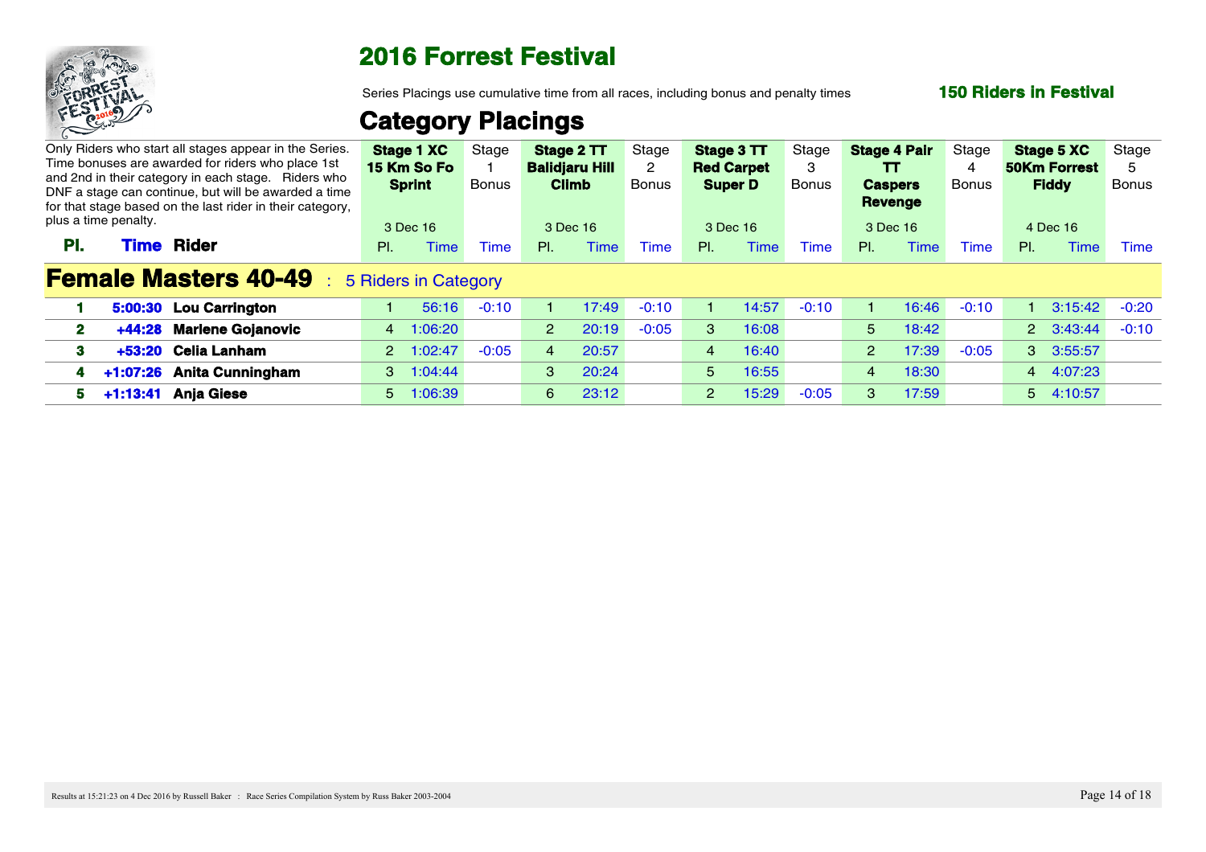# 2016 Forrest Festival

Series Placings use cumulative time from all races, including bonus and penalty times

**150 Riders in Festival**

## Category Placings

Only Riders who start all stages appear in the Series. Time bonuses are awarded for riders who place 1st and 2nd in their category in each stage. Riders who DNF a stage can continue, but will be awarded a time for that stage based on the last rider in their category, plus a time penalty.

| | | | **Stage 1 XC 15 Km So Fo Sprint** | | Stage 1 Bonus | **Stage 2 TT Balidjaru Hill Climb** | | Stage 2 Bonus | **Stage 3 TT Red Carpet Super D** | | Stage 3 Bonus | **Stage 4 Pair TT Caspers Revenge** | | Stage 4 Bonus | **Stage 5 XC 50Km Forrest Fiddy** | | Stage 5 Bonus |
|---|---|---|---|---|---|---|---|---|---|---|---|---|---|---|---|---|---|
| | | | 3 Dec 16 | | | 3 Dec 16 | | | 3 Dec 16 | | | 3 Dec 16 | | | 4 Dec 16 | | |
| **Pl.** | **Time** | **Rider** | Pl. | Time | Time | Pl. | Time | Time | Pl. | Time | Time | Pl. | Time | Time | Pl. | Time | Time |
| **Female Masters 40-49** : 5 Riders in Category | | | | | | | | | | | | | | | | | |
| **1** | **5:00:30** | **Lou Carrington** | 1 | 56:16 | -0:10 | 1 | 17:49 | -0:10 | 1 | 14:57 | -0:10 | 1 | 16:46 | -0:10 | 1 | 3:15:42 | -0:20 |
| **2** | **+44:28** | **Marlene Gojanovic** | 4 | 1:06:20 | | 2 | 20:19 | -0:05 | 3 | 16:08 | | 5 | 18:42 | | 2 | 3:43:44 | -0:10 |
| **3** | **+53:20** | **Celia Lanham** | 2 | 1:02:47 | -0:05 | 4 | 20:57 | | 4 | 16:40 | | 2 | 17:39 | -0:05 | 3 | 3:55:57 | |
| **4** | **+1:07:26** | **Anita Cunningham** | 3 | 1:04:44 | | 3 | 20:24 | | 5 | 16:55 | | 4 | 18:30 | | 4 | 4:07:23 | |
| **5** | **+1:13:41** | **Anja Giese** | 5 | 1:06:39 | | 6 | 23:12 | | 2 | 15:29 | -0:05 | 3 | 17:59 | | 5 | 4:10:57 | |

Results at 15:21:23 on 4 Dec 2016 by Russell Baker : Race Series Compilation System by Russ Baker 2003-2004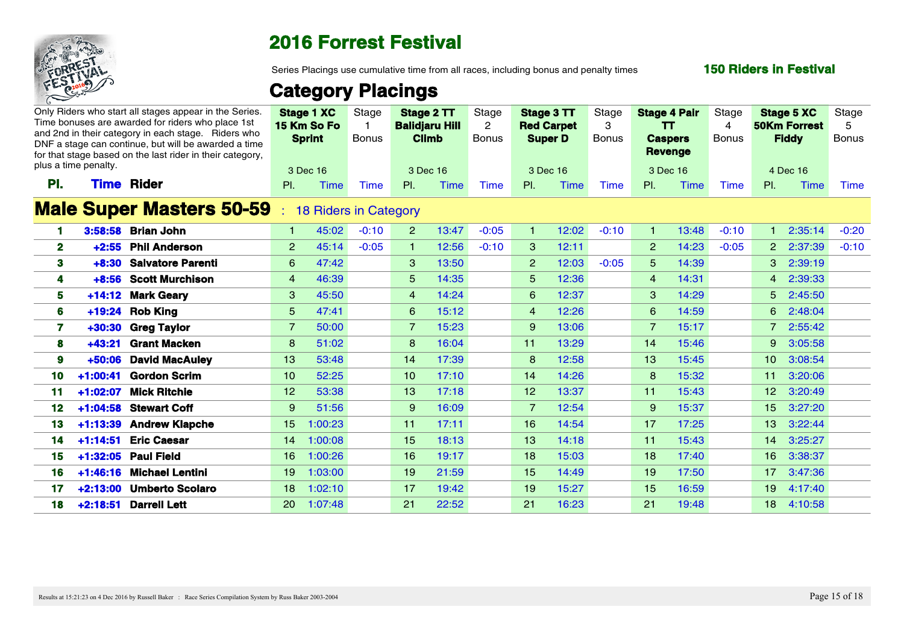# 2016 Forrest Festival

Series Placings use cumulative time from all races, including bonus and penalty times

**150 Riders in Festival**

## Category Placings

Only Riders who start all stages appear in the Series. Time bonuses are awarded for riders who place 1st and 2nd in their category in each stage. Riders who DNF a stage can continue, but will be awarded a time for that stage based on the last rider in their category, plus a time penalty.

### Male Super Masters 50-59 : 18 Riders in Category

| Pl. | Time | Rider | Stage 1 XC 15 Km So Fo Sprint (3 Dec 16) Pl. | Time | Stage 1 Bonus Time | Stage 2 TT Balidjaru Hill Climb (3 Dec 16) Pl. | Time | Stage 2 Bonus Time | Stage 3 TT Red Carpet Super D (3 Dec 16) Pl. | Time | Stage 3 Bonus Time | Stage 4 Pair TT Caspers Revenge (3 Dec 16) Pl. | Time | Stage 4 Bonus Time | Stage 5 XC 50Km Forrest Fiddy (4 Dec 16) Pl. | Time | Stage 5 Bonus Time |
|---|---|---|---|---|---|---|---|---|---|---|---|---|---|---|---|---|---|
| 1 | 3:58:58 | Brian John | 1 | 45:02 | -0:10 | 2 | 13:47 | -0:05 | 1 | 12:02 | -0:10 | 1 | 13:48 | -0:10 | 1 | 2:35:14 | -0:20 |
| 2 | +2:55 | Phil Anderson | 2 | 45:14 | -0:05 | 1 | 12:56 | -0:10 | 3 | 12:11 | | 2 | 14:23 | -0:05 | 2 | 2:37:39 | -0:10 |
| 3 | +8:30 | Salvatore Parenti | 6 | 47:42 | | 3 | 13:50 | | 2 | 12:03 | -0:05 | 5 | 14:39 | | 3 | 2:39:19 | |
| 4 | +8:56 | Scott Murchison | 4 | 46:39 | | 5 | 14:35 | | 5 | 12:36 | | 4 | 14:31 | | 4 | 2:39:33 | |
| 5 | +14:12 | Mark Geary | 3 | 45:50 | | 4 | 14:24 | | 6 | 12:37 | | 3 | 14:29 | | 5 | 2:45:50 | |
| 6 | +19:24 | Rob King | 5 | 47:41 | | 6 | 15:12 | | 4 | 12:26 | | 6 | 14:59 | | 6 | 2:48:04 | |
| 7 | +30:30 | Greg Taylor | 7 | 50:00 | | 7 | 15:23 | | 9 | 13:06 | | 7 | 15:17 | | 7 | 2:55:42 | |
| 8 | +43:21 | Grant Macken | 8 | 51:02 | | 8 | 16:04 | | 11 | 13:29 | | 14 | 15:46 | | 9 | 3:05:58 | |
| 9 | +50:06 | David MacAuley | 13 | 53:48 | | 14 | 17:39 | | 8 | 12:58 | | 13 | 15:45 | | 10 | 3:08:54 | |
| 10 | +1:00:41 | Gordon Scrim | 10 | 52:25 | | 10 | 17:10 | | 14 | 14:26 | | 8 | 15:32 | | 11 | 3:20:06 | |
| 11 | +1:02:07 | Mick Ritchie | 12 | 53:38 | | 13 | 17:18 | | 12 | 13:37 | | 11 | 15:43 | | 12 | 3:20:49 | |
| 12 | +1:04:58 | Stewart Coff | 9 | 51:56 | | 9 | 16:09 | | 7 | 12:54 | | 9 | 15:37 | | 15 | 3:27:20 | |
| 13 | +1:13:39 | Andrew Klapche | 15 | 1:00:23 | | 11 | 17:11 | | 16 | 14:54 | | 17 | 17:25 | | 13 | 3:22:44 | |
| 14 | +1:14:51 | Eric Caesar | 14 | 1:00:08 | | 15 | 18:13 | | 13 | 14:18 | | 11 | 15:43 | | 14 | 3:25:27 | |
| 15 | +1:32:05 | Paul Field | 16 | 1:00:26 | | 16 | 19:17 | | 18 | 15:03 | | 18 | 17:40 | | 16 | 3:38:37 | |
| 16 | +1:46:16 | Michael Lentini | 19 | 1:03:00 | | 19 | 21:59 | | 15 | 14:49 | | 19 | 17:50 | | 17 | 3:47:36 | |
| 17 | +2:13:00 | Umberto Scolaro | 18 | 1:02:10 | | 17 | 19:42 | | 19 | 15:27 | | 15 | 16:59 | | 19 | 4:17:40 | |
| 18 | +2:18:51 | Darrell Lett | 20 | 1:07:48 | | 21 | 22:52 | | 21 | 16:23 | | 21 | 19:48 | | 18 | 4:10:58 | |

Results at 15:21:23 on 4 Dec 2016 by Russell Baker : Race Series Compilation System by Russ Baker 2003-2004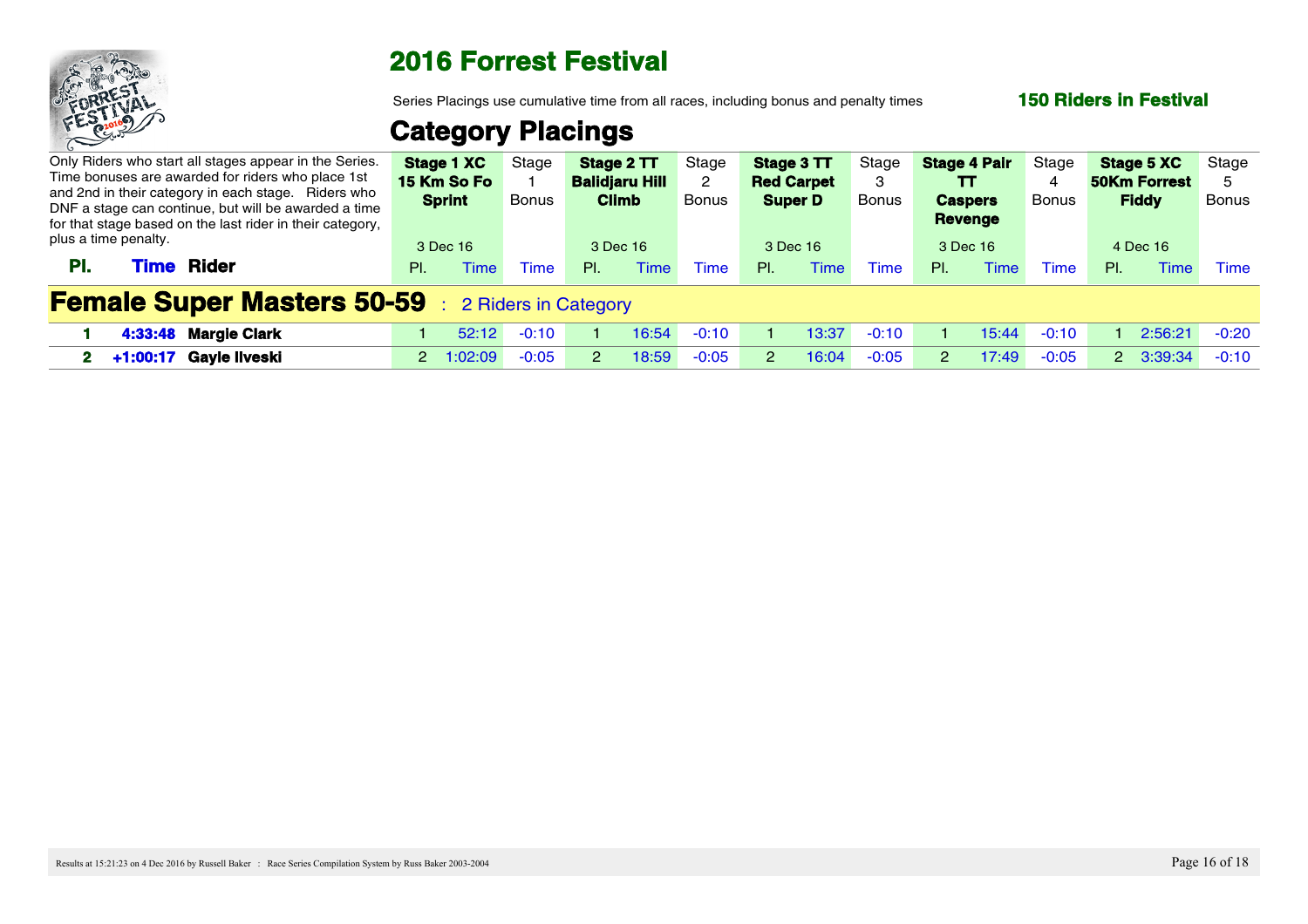# 2016 Forrest Festival

Series Placings use cumulative time from all races, including bonus and penalty times

**150 Riders in Festival**

## Category Placings

Only Riders who start all stages appear in the Series. Time bonuses are awarded for riders who place 1st and 2nd in their category in each stage. Riders who DNF a stage can continue, but will be awarded a time for that stage based on the last rider in their category, plus a time penalty.

| | | | **Stage 1 XC 15 Km So Fo Sprint** | | Stage 1 Bonus | **Stage 2 TT Balidjaru Hill Climb** | | Stage 2 Bonus | **Stage 3 TT Red Carpet Super D** | | Stage 3 Bonus | **Stage 4 Pair TT Caspers Revenge** | | Stage 4 Bonus | **Stage 5 XC 50Km Forrest Fiddy** | | Stage 5 Bonus |
|---|---|---|---|---|---|---|---|---|---|---|---|---|---|---|---|---|---|
| | | | 3 Dec 16 | | | 3 Dec 16 | | | 3 Dec 16 | | | 3 Dec 16 | | | 4 Dec 16 | | |
| **Pl.** | **Time** | **Rider** | Pl. | Time | Time | Pl. | Time | Time | Pl. | Time | Time | Pl. | Time | Time | Pl. | Time | Time |
| **Female Super Masters 50-59** : 2 Riders in Category | | | | | | | | | | | | | | | | | |
| **1** | **4:33:48** | **Margie Clark** | 1 | 52:12 | -0:10 | 1 | 16:54 | -0:10 | 1 | 13:37 | -0:10 | 1 | 15:44 | -0:10 | 1 | 2:56:21 | -0:20 |
| **2** | **+1:00:17** | **Gayle Ilveski** | 2 | 1:02:09 | -0:05 | 2 | 18:59 | -0:05 | 2 | 16:04 | -0:05 | 2 | 17:49 | -0:05 | 2 | 3:39:34 | -0:10 |

Results at 15:21:23 on 4 Dec 2016 by Russell Baker : Race Series Compilation System by Russ Baker 2003-2004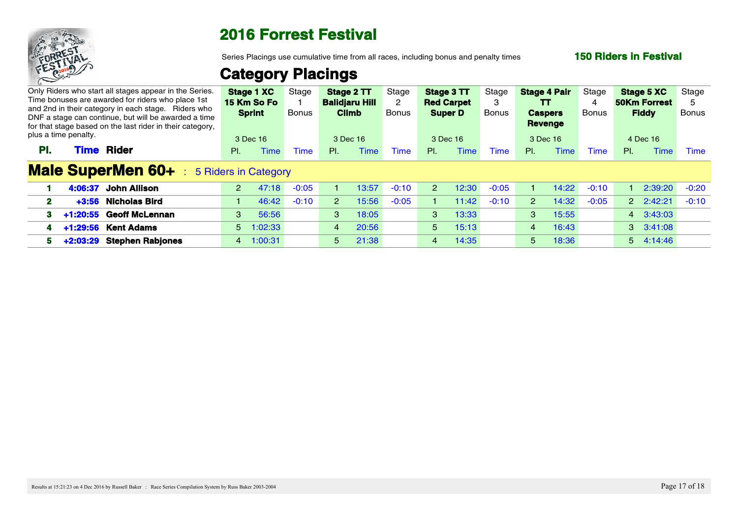# 2016 Forrest Festival

Series Placings use cumulative time from all races, including bonus and penalty times

**150 Riders in Festival**

## Category Placings

Only Riders who start all stages appear in the Series. Time bonuses are awarded for riders who place 1st and 2nd in their category in each stage. Riders who DNF a stage can continue, but will be awarded a time for that stage based on the last rider in their category, plus a time penalty.

| | | | **Stage 1 XC 15 Km So Fo Sprint** | | Stage 1 Bonus | **Stage 2 TT Balidjaru Hill Climb** | | Stage 2 Bonus | **Stage 3 TT Red Carpet Super D** | | Stage 3 Bonus | **Stage 4 Pair TT Caspers Revenge** | | Stage 4 Bonus | **Stage 5 XC 50Km Forrest Fiddy** | | Stage 5 Bonus |
|---|---|---|---|---|---|---|---|---|---|---|---|---|---|---|---|---|---|
| | | | 3 Dec 16 | | | 3 Dec 16 | | | 3 Dec 16 | | | 3 Dec 16 | | | 4 Dec 16 | | |
| **Pl.** | **Time** | **Rider** | Pl. | Time | Time | Pl. | Time | Time | Pl. | Time | Time | Pl. | Time | Time | Pl. | Time | Time |
| **Male SuperMen 60+** : 5 Riders in Category | | | | | | | | | | | | | | | | | |
| **1** | **4:06:37** | **John Allison** | 2 | 47:18 | -0:05 | 1 | 13:57 | -0:10 | 2 | 12:30 | -0:05 | 1 | 14:22 | -0:10 | 1 | 2:39:20 | -0:20 |
| **2** | **+3:56** | **Nicholas Bird** | 1 | 46:42 | -0:10 | 2 | 15:56 | -0:05 | 1 | 11:42 | -0:10 | 2 | 14:32 | -0:05 | 2 | 2:42:21 | -0:10 |
| **3** | **+1:20:55** | **Geoff McLennan** | 3 | 56:56 | | 3 | 18:05 | | 3 | 13:33 | | 3 | 15:55 | | 4 | 3:43:03 | |
| **4** | **+1:29:56** | **Kent Adams** | 5 | 1:02:33 | | 4 | 20:56 | | 5 | 15:13 | | 4 | 16:43 | | 3 | 3:41:08 | |
| **5** | **+2:03:29** | **Stephen Rabjones** | 4 | 1:00:31 | | 5 | 21:38 | | 4 | 14:35 | | 5 | 18:36 | | 5 | 4:14:46 | |

Results at 15:21:23 on 4 Dec 2016 by Russell Baker : Race Series Compilation System by Russ Baker 2003-2004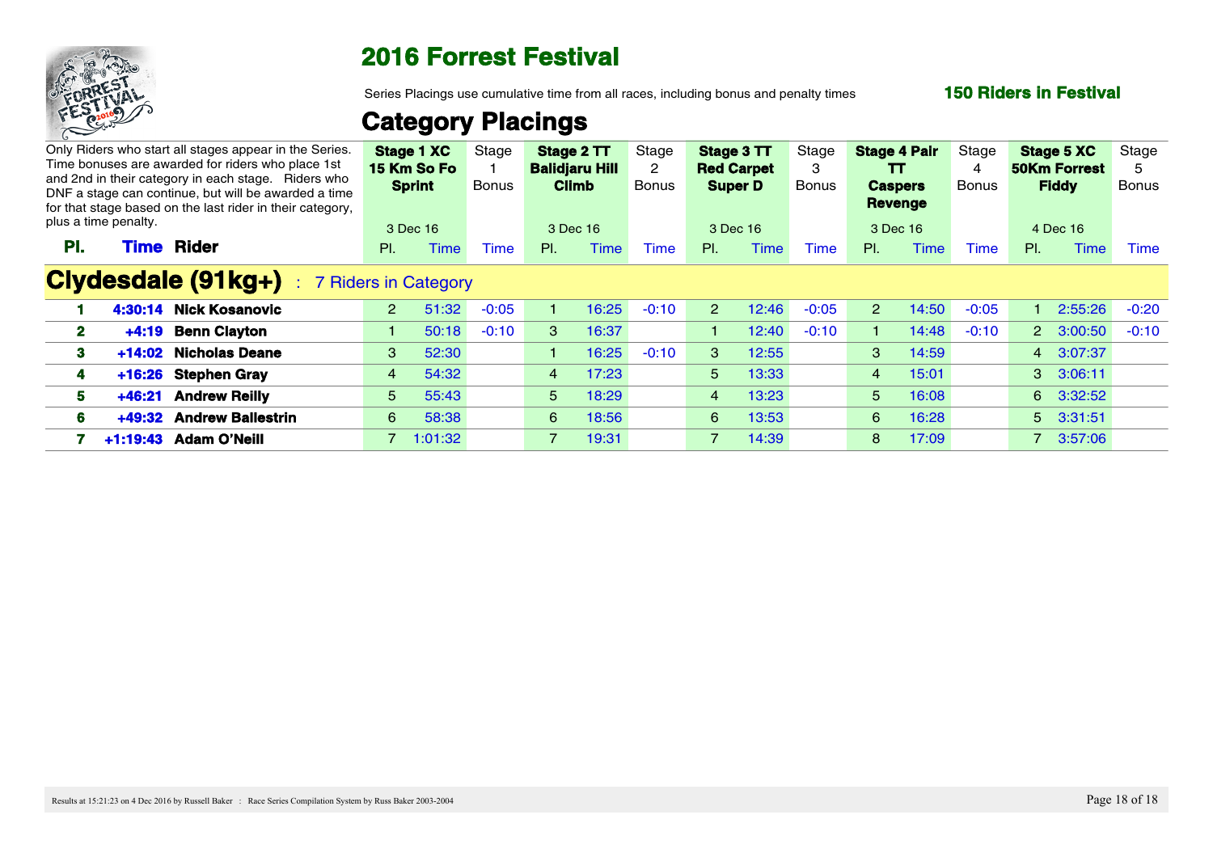# 2016 Forrest Festival

Series Placings use cumulative time from all races, including bonus and penalty times

**150 Riders in Festival**

## Category Placings

Only Riders who start all stages appear in the Series. Time bonuses are awarded for riders who place 1st and 2nd in their category in each stage. Riders who DNF a stage can continue, but will be awarded a time for that stage based on the last rider in their category, plus a time penalty.

| | | | Stage 1 XC 15 Km So Fo Sprint 3 Dec 16 | | Stage 1 Bonus | Stage 2 TT Balidjaru Hill Climb 3 Dec 16 | | Stage 2 Bonus | Stage 3 TT Red Carpet Super D 3 Dec 16 | | Stage 3 Bonus | Stage 4 Pair TT Caspers Revenge 3 Dec 16 | | Stage 4 Bonus | Stage 5 XC 50Km Forrest Fiddy 4 Dec 16 | | Stage 5 Bonus |
|---|---|---|---|---|---|---|---|---|---|---|---|---|---|---|---|---|---|
| **Pl.** | **Time** | **Rider** | Pl. | Time | Time | Pl. | Time | Time | Pl. | Time | Time | Pl. | Time | Time | Pl. | Time | Time |
| **Clydesdale (91kg+)** : 7 Riders in Category | | | | | | | | | | | | | | | | | |
| **1** | **4:30:14** | **Nick Kosanovic** | 2 | 51:32 | -0:05 | 1 | 16:25 | -0:10 | 2 | 12:46 | -0:05 | 2 | 14:50 | -0:05 | 1 | 2:55:26 | -0:20 |
| **2** | **+4:19** | **Benn Clayton** | 1 | 50:18 | -0:10 | 3 | 16:37 | | 1 | 12:40 | -0:10 | 1 | 14:48 | -0:10 | 2 | 3:00:50 | -0:10 |
| **3** | **+14:02** | **Nicholas Deane** | 3 | 52:30 | | 1 | 16:25 | -0:10 | 3 | 12:55 | | 3 | 14:59 | | 4 | 3:07:37 | |
| **4** | **+16:26** | **Stephen Gray** | 4 | 54:32 | | 4 | 17:23 | | 5 | 13:33 | | 4 | 15:01 | | 3 | 3:06:11 | |
| **5** | **+46:21** | **Andrew Reilly** | 5 | 55:43 | | 5 | 18:29 | | 4 | 13:23 | | 5 | 16:08 | | 6 | 3:32:52 | |
| **6** | **+49:32** | **Andrew Ballestrin** | 6 | 58:38 | | 6 | 18:56 | | 6 | 13:53 | | 6 | 16:28 | | 5 | 3:31:51 | |
| **7** | **+1:19:43** | **Adam O'Neill** | 7 | 1:01:32 | | 7 | 19:31 | | 7 | 14:39 | | 8 | 17:09 | | 7 | 3:57:06 | |

Results at 15:21:23 on 4 Dec 2016 by Russell Baker : Race Series Compilation System by Russ Baker 2003-2004